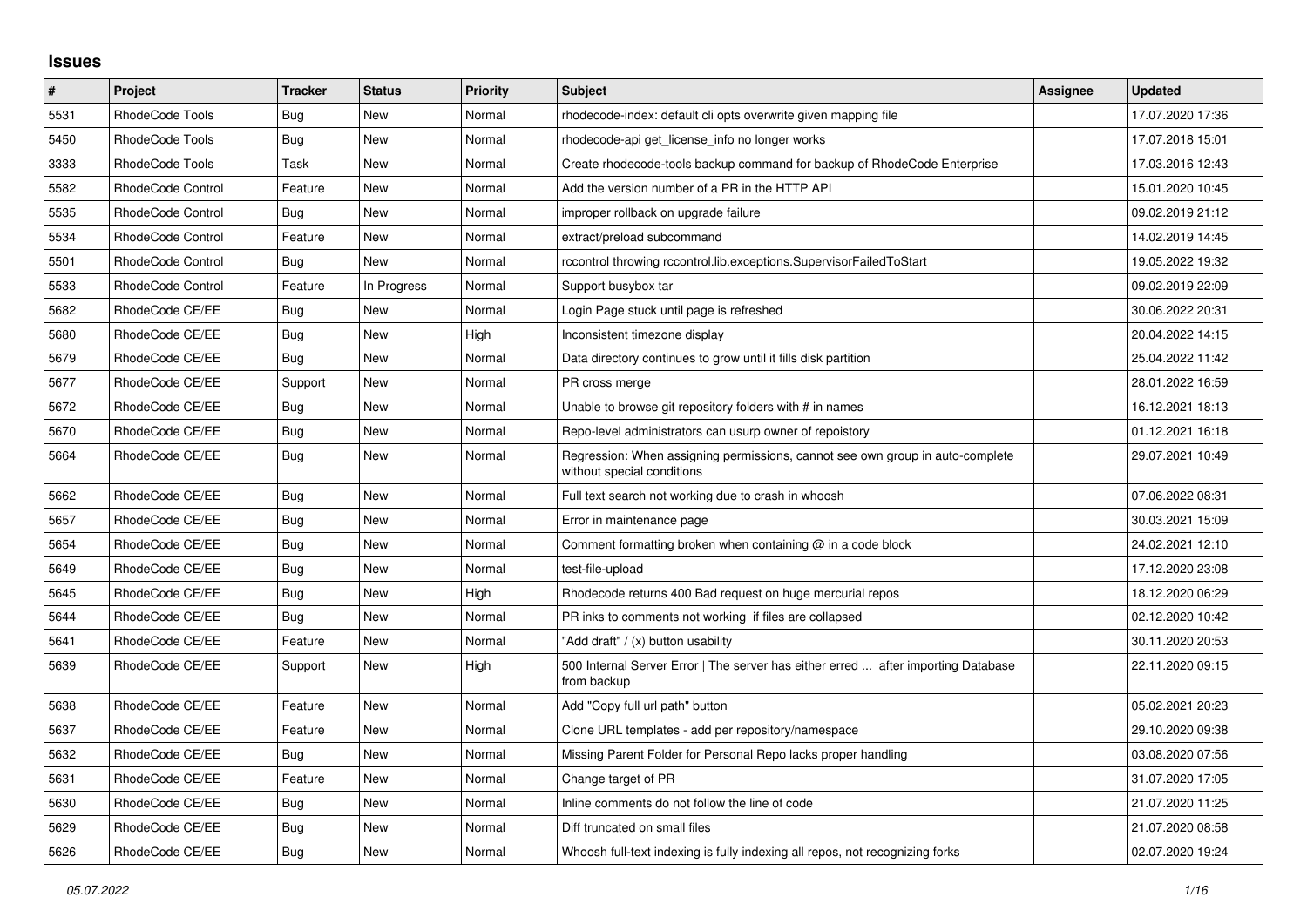# Issues

| # | Project | Tracker | Status | Priority | Subject | Assignee | Updated |
|---|---|---|---|---|---|---|---|
| 5531 | RhodeCode Tools | Bug | New | Normal | rhodecode-index: default cli opts overwrite given mapping file | | 17.07.2020 17:36 |
| 5450 | RhodeCode Tools | Bug | New | Normal | rhodecode-api get_license_info no longer works | | 17.07.2018 15:01 |
| 3333 | RhodeCode Tools | Task | New | Normal | Create rhodecode-tools backup command for backup of RhodeCode Enterprise | | 17.03.2016 12:43 |
| 5582 | RhodeCode Control | Feature | New | Normal | Add the version number of a PR in the HTTP API | | 15.01.2020 10:45 |
| 5535 | RhodeCode Control | Bug | New | Normal | improper rollback on upgrade failure | | 09.02.2019 21:12 |
| 5534 | RhodeCode Control | Feature | New | Normal | extract/preload subcommand | | 14.02.2019 14:45 |
| 5501 | RhodeCode Control | Bug | New | Normal | rccontrol throwing rccontrol.lib.exceptions.SupervisorFailedToStart | | 19.05.2022 19:32 |
| 5533 | RhodeCode Control | Feature | In Progress | Normal | Support busybox tar | | 09.02.2019 22:09 |
| 5682 | RhodeCode CE/EE | Bug | New | Normal | Login Page stuck until page is refreshed | | 30.06.2022 20:31 |
| 5680 | RhodeCode CE/EE | Bug | New | High | Inconsistent timezone display | | 20.04.2022 14:15 |
| 5679 | RhodeCode CE/EE | Bug | New | Normal | Data directory continues to grow until it fills disk partition | | 25.04.2022 11:42 |
| 5677 | RhodeCode CE/EE | Support | New | Normal | PR cross merge | | 28.01.2022 16:59 |
| 5672 | RhodeCode CE/EE | Bug | New | Normal | Unable to browse git repository folders with # in names | | 16.12.2021 18:13 |
| 5670 | RhodeCode CE/EE | Bug | New | Normal | Repo-level administrators can usurp owner of repoistory | | 01.12.2021 16:18 |
| 5664 | RhodeCode CE/EE | Bug | New | Normal | Regression: When assigning permissions, cannot see own group in auto-complete without special conditions | | 29.07.2021 10:49 |
| 5662 | RhodeCode CE/EE | Bug | New | Normal | Full text search not working due to crash in whoosh | | 07.06.2022 08:31 |
| 5657 | RhodeCode CE/EE | Bug | New | Normal | Error in maintenance page | | 30.03.2021 15:09 |
| 5654 | RhodeCode CE/EE | Bug | New | Normal | Comment formatting broken when containing @ in a code block | | 24.02.2021 12:10 |
| 5649 | RhodeCode CE/EE | Bug | New | Normal | test-file-upload | | 17.12.2020 23:08 |
| 5645 | RhodeCode CE/EE | Bug | New | High | Rhodecode returns 400 Bad request on huge mercurial repos | | 18.12.2020 06:29 |
| 5644 | RhodeCode CE/EE | Bug | New | Normal | PR inks to comments not working if files are collapsed | | 02.12.2020 10:42 |
| 5641 | RhodeCode CE/EE | Feature | New | Normal | "Add draft" / (x) button usability | | 30.11.2020 20:53 |
| 5639 | RhodeCode CE/EE | Support | New | High | 500 Internal Server Error \| The server has either erred ... after importing Database from backup | | 22.11.2020 09:15 |
| 5638 | RhodeCode CE/EE | Feature | New | Normal | Add "Copy full url path" button | | 05.02.2021 20:23 |
| 5637 | RhodeCode CE/EE | Feature | New | Normal | Clone URL templates - add per repository/namespace | | 29.10.2020 09:38 |
| 5632 | RhodeCode CE/EE | Bug | New | Normal | Missing Parent Folder for Personal Repo lacks proper handling | | 03.08.2020 07:56 |
| 5631 | RhodeCode CE/EE | Feature | New | Normal | Change target of PR | | 31.07.2020 17:05 |
| 5630 | RhodeCode CE/EE | Bug | New | Normal | Inline comments do not follow the line of code | | 21.07.2020 11:25 |
| 5629 | RhodeCode CE/EE | Bug | New | Normal | Diff truncated on small files | | 21.07.2020 08:58 |
| 5626 | RhodeCode CE/EE | Bug | New | Normal | Whoosh full-text indexing is fully indexing all repos, not recognizing forks | | 02.07.2020 19:24 |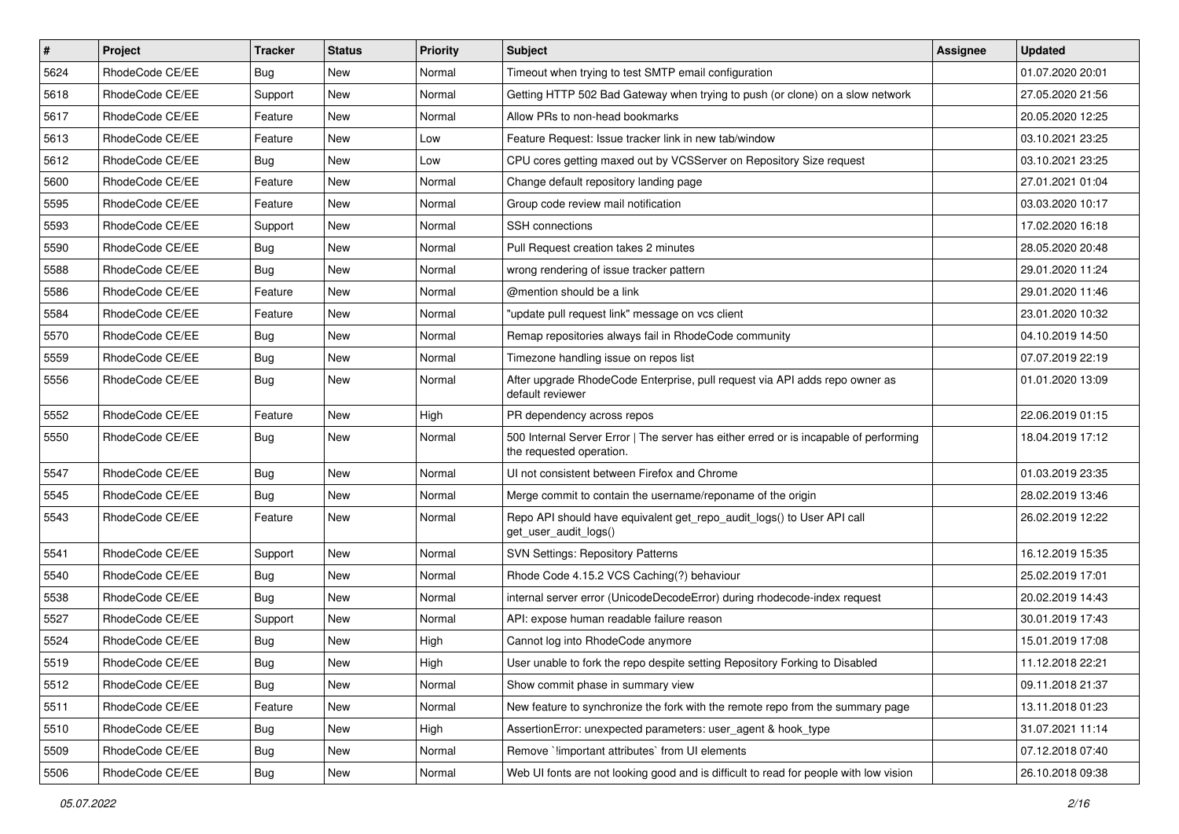| # | Project | Tracker | Status | Priority | Subject | Assignee | Updated |
|---|---|---|---|---|---|---|---|
| 5624 | RhodeCode CE/EE | Bug | New | Normal | Timeout when trying to test SMTP email configuration | | 01.07.2020 20:01 |
| 5618 | RhodeCode CE/EE | Support | New | Normal | Getting HTTP 502 Bad Gateway when trying to push (or clone) on a slow network | | 27.05.2020 21:56 |
| 5617 | RhodeCode CE/EE | Feature | New | Normal | Allow PRs to non-head bookmarks | | 20.05.2020 12:25 |
| 5613 | RhodeCode CE/EE | Feature | New | Low | Feature Request: Issue tracker link in new tab/window | | 03.10.2021 23:25 |
| 5612 | RhodeCode CE/EE | Bug | New | Low | CPU cores getting maxed out by VCSServer on Repository Size request | | 03.10.2021 23:25 |
| 5600 | RhodeCode CE/EE | Feature | New | Normal | Change default repository landing page | | 27.01.2021 01:04 |
| 5595 | RhodeCode CE/EE | Feature | New | Normal | Group code review mail notification | | 03.03.2020 10:17 |
| 5593 | RhodeCode CE/EE | Support | New | Normal | SSH connections | | 17.02.2020 16:18 |
| 5590 | RhodeCode CE/EE | Bug | New | Normal | Pull Request creation takes 2 minutes | | 28.05.2020 20:48 |
| 5588 | RhodeCode CE/EE | Bug | New | Normal | wrong rendering of issue tracker pattern | | 29.01.2020 11:24 |
| 5586 | RhodeCode CE/EE | Feature | New | Normal | @mention should be a link | | 29.01.2020 11:46 |
| 5584 | RhodeCode CE/EE | Feature | New | Normal | "update pull request link" message on vcs client | | 23.01.2020 10:32 |
| 5570 | RhodeCode CE/EE | Bug | New | Normal | Remap repositories always fail in RhodeCode community | | 04.10.2019 14:50 |
| 5559 | RhodeCode CE/EE | Bug | New | Normal | Timezone handling issue on repos list | | 07.07.2019 22:19 |
| 5556 | RhodeCode CE/EE | Bug | New | Normal | After upgrade RhodeCode Enterprise, pull request via API adds repo owner as default reviewer | | 01.01.2020 13:09 |
| 5552 | RhodeCode CE/EE | Feature | New | High | PR dependency across repos | | 22.06.2019 01:15 |
| 5550 | RhodeCode CE/EE | Bug | New | Normal | 500 Internal Server Error \| The server has either erred or is incapable of performing the requested operation. | | 18.04.2019 17:12 |
| 5547 | RhodeCode CE/EE | Bug | New | Normal | UI not consistent between Firefox and Chrome | | 01.03.2019 23:35 |
| 5545 | RhodeCode CE/EE | Bug | New | Normal | Merge commit to contain the username/reponame of the origin | | 28.02.2019 13:46 |
| 5543 | RhodeCode CE/EE | Feature | New | Normal | Repo API should have equivalent get_repo_audit_logs() to User API call get_user_audit_logs() | | 26.02.2019 12:22 |
| 5541 | RhodeCode CE/EE | Support | New | Normal | SVN Settings: Repository Patterns | | 16.12.2019 15:35 |
| 5540 | RhodeCode CE/EE | Bug | New | Normal | Rhode Code 4.15.2 VCS Caching(?) behaviour | | 25.02.2019 17:01 |
| 5538 | RhodeCode CE/EE | Bug | New | Normal | internal server error (UnicodeDecodeError) during rhodecode-index request | | 20.02.2019 14:43 |
| 5527 | RhodeCode CE/EE | Support | New | Normal | API: expose human readable failure reason | | 30.01.2019 17:43 |
| 5524 | RhodeCode CE/EE | Bug | New | High | Cannot log into RhodeCode anymore | | 15.01.2019 17:08 |
| 5519 | RhodeCode CE/EE | Bug | New | High | User unable to fork the repo despite setting Repository Forking to Disabled | | 11.12.2018 22:21 |
| 5512 | RhodeCode CE/EE | Bug | New | Normal | Show commit phase in summary view | | 09.11.2018 21:37 |
| 5511 | RhodeCode CE/EE | Feature | New | Normal | New feature to synchronize the fork with the remote repo from the summary page | | 13.11.2018 01:23 |
| 5510 | RhodeCode CE/EE | Bug | New | High | AssertionError: unexpected parameters: user_agent & hook_type | | 31.07.2021 11:14 |
| 5509 | RhodeCode CE/EE | Bug | New | Normal | Remove `!important attributes` from UI elements | | 07.12.2018 07:40 |
| 5506 | RhodeCode CE/EE | Bug | New | Normal | Web UI fonts are not looking good and is difficult to read for people with low vision | | 26.10.2018 09:38 |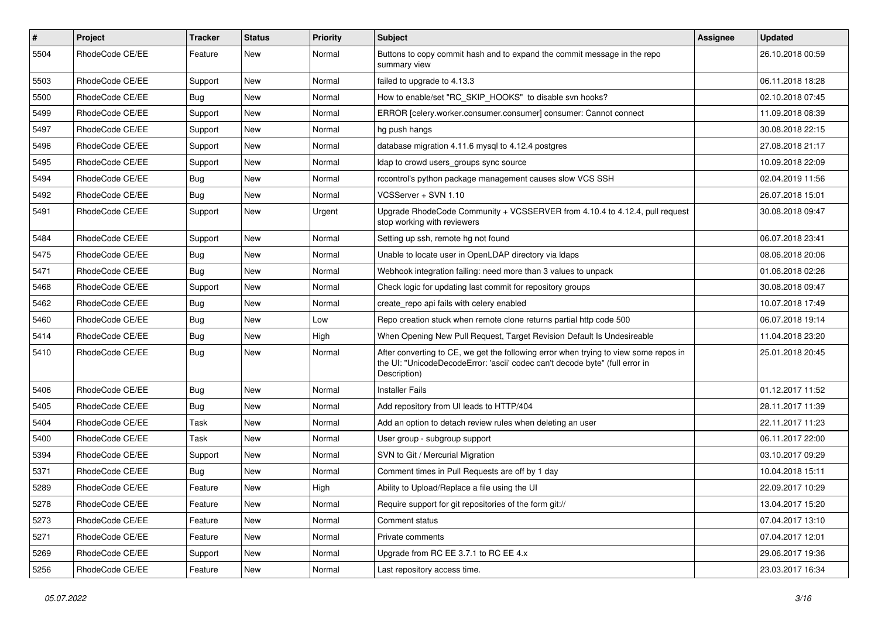| # | Project | Tracker | Status | Priority | Subject | Assignee | Updated |
|---|---|---|---|---|---|---|---|
| 5504 | RhodeCode CE/EE | Feature | New | Normal | Buttons to copy commit hash and to expand the commit message in the repo summary view | | 26.10.2018 00:59 |
| 5503 | RhodeCode CE/EE | Support | New | Normal | failed to upgrade to 4.13.3 | | 06.11.2018 18:28 |
| 5500 | RhodeCode CE/EE | Bug | New | Normal | How to enable/set "RC_SKIP_HOOKS" to disable svn hooks? | | 02.10.2018 07:45 |
| 5499 | RhodeCode CE/EE | Support | New | Normal | ERROR [celery.worker.consumer.consumer] consumer: Cannot connect | | 11.09.2018 08:39 |
| 5497 | RhodeCode CE/EE | Support | New | Normal | hg push hangs | | 30.08.2018 22:15 |
| 5496 | RhodeCode CE/EE | Support | New | Normal | database migration 4.11.6 mysql to 4.12.4 postgres | | 27.08.2018 21:17 |
| 5495 | RhodeCode CE/EE | Support | New | Normal | ldap to crowd users_groups sync source | | 10.09.2018 22:09 |
| 5494 | RhodeCode CE/EE | Bug | New | Normal | rccontrol's python package management causes slow VCS SSH | | 02.04.2019 11:56 |
| 5492 | RhodeCode CE/EE | Bug | New | Normal | VCSServer + SVN 1.10 | | 26.07.2018 15:01 |
| 5491 | RhodeCode CE/EE | Support | New | Urgent | Upgrade RhodeCode Community + VCSSERVER from 4.10.4 to 4.12.4, pull request stop working with reviewers | | 30.08.2018 09:47 |
| 5484 | RhodeCode CE/EE | Support | New | Normal | Setting up ssh, remote hg not found | | 06.07.2018 23:41 |
| 5475 | RhodeCode CE/EE | Bug | New | Normal | Unable to locate user in OpenLDAP directory via ldaps | | 08.06.2018 20:06 |
| 5471 | RhodeCode CE/EE | Bug | New | Normal | Webhook integration failing: need more than 3 values to unpack | | 01.06.2018 02:26 |
| 5468 | RhodeCode CE/EE | Support | New | Normal | Check logic for updating last commit for repository groups | | 30.08.2018 09:47 |
| 5462 | RhodeCode CE/EE | Bug | New | Normal | create_repo api fails with celery enabled | | 10.07.2018 17:49 |
| 5460 | RhodeCode CE/EE | Bug | New | Low | Repo creation stuck when remote clone returns partial http code 500 | | 06.07.2018 19:14 |
| 5414 | RhodeCode CE/EE | Bug | New | High | When Opening New Pull Request, Target Revision Default Is Undesireable | | 11.04.2018 23:20 |
| 5410 | RhodeCode CE/EE | Bug | New | Normal | After converting to CE, we get the following error when trying to view some repos in the UI: "UnicodeDecodeError: 'ascii' codec can't decode byte" (full error in Description) | | 25.01.2018 20:45 |
| 5406 | RhodeCode CE/EE | Bug | New | Normal | Installer Fails | | 01.12.2017 11:52 |
| 5405 | RhodeCode CE/EE | Bug | New | Normal | Add repository from UI leads to HTTP/404 | | 28.11.2017 11:39 |
| 5404 | RhodeCode CE/EE | Task | New | Normal | Add an option to detach review rules when deleting an user | | 22.11.2017 11:23 |
| 5400 | RhodeCode CE/EE | Task | New | Normal | User group - subgroup support | | 06.11.2017 22:00 |
| 5394 | RhodeCode CE/EE | Support | New | Normal | SVN to Git / Mercurial Migration | | 03.10.2017 09:29 |
| 5371 | RhodeCode CE/EE | Bug | New | Normal | Comment times in Pull Requests are off by 1 day | | 10.04.2018 15:11 |
| 5289 | RhodeCode CE/EE | Feature | New | High | Ability to Upload/Replace a file using the UI | | 22.09.2017 10:29 |
| 5278 | RhodeCode CE/EE | Feature | New | Normal | Require support for git repositories of the form git:// | | 13.04.2017 15:20 |
| 5273 | RhodeCode CE/EE | Feature | New | Normal | Comment status | | 07.04.2017 13:10 |
| 5271 | RhodeCode CE/EE | Feature | New | Normal | Private comments | | 07.04.2017 12:01 |
| 5269 | RhodeCode CE/EE | Support | New | Normal | Upgrade from RC EE 3.7.1 to RC EE 4.x | | 29.06.2017 19:36 |
| 5256 | RhodeCode CE/EE | Feature | New | Normal | Last repository access time. | | 23.03.2017 16:34 |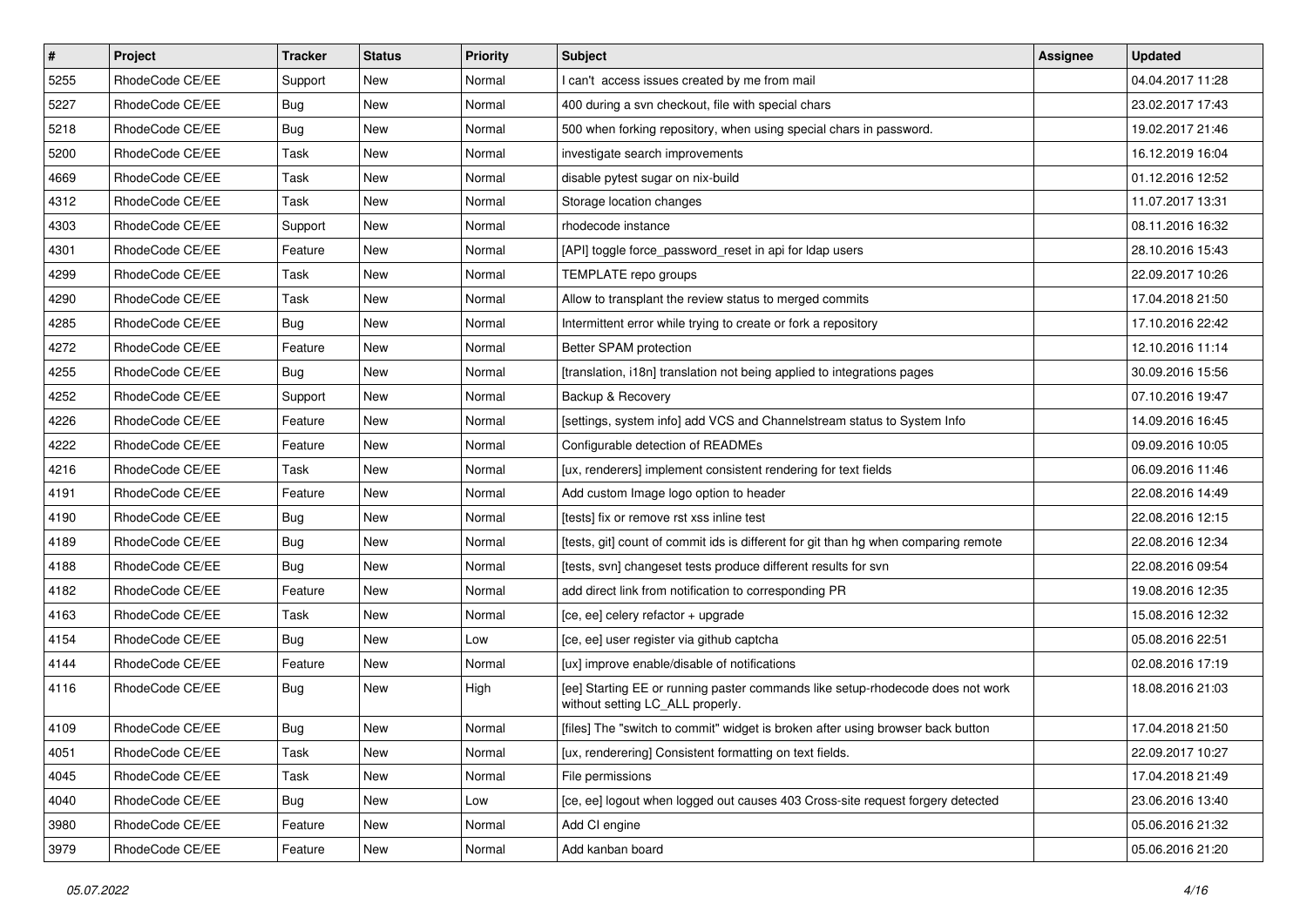| # | Project | Tracker | Status | Priority | Subject | Assignee | Updated |
| --- | --- | --- | --- | --- | --- | --- | --- |
| 5255 | RhodeCode CE/EE | Support | New | Normal | I can't  access issues created by me from mail | | 04.04.2017 11:28 |
| 5227 | RhodeCode CE/EE | Bug | New | Normal | 400 during a svn checkout, file with special chars | | 23.02.2017 17:43 |
| 5218 | RhodeCode CE/EE | Bug | New | Normal | 500 when forking repository, when using special chars in password. | | 19.02.2017 21:46 |
| 5200 | RhodeCode CE/EE | Task | New | Normal | investigate search improvements | | 16.12.2019 16:04 |
| 4669 | RhodeCode CE/EE | Task | New | Normal | disable pytest sugar on nix-build | | 01.12.2016 12:52 |
| 4312 | RhodeCode CE/EE | Task | New | Normal | Storage location changes | | 11.07.2017 13:31 |
| 4303 | RhodeCode CE/EE | Support | New | Normal | rhodecode instance | | 08.11.2016 16:32 |
| 4301 | RhodeCode CE/EE | Feature | New | Normal | [API] toggle force_password_reset in api for ldap users | | 28.10.2016 15:43 |
| 4299 | RhodeCode CE/EE | Task | New | Normal | TEMPLATE repo groups | | 22.09.2017 10:26 |
| 4290 | RhodeCode CE/EE | Task | New | Normal | Allow to transplant the review status to merged commits | | 17.04.2018 21:50 |
| 4285 | RhodeCode CE/EE | Bug | New | Normal | Intermittent error while trying to create or fork a repository | | 17.10.2016 22:42 |
| 4272 | RhodeCode CE/EE | Feature | New | Normal | Better SPAM protection | | 12.10.2016 11:14 |
| 4255 | RhodeCode CE/EE | Bug | New | Normal | [translation, i18n] translation not being applied to integrations pages | | 30.09.2016 15:56 |
| 4252 | RhodeCode CE/EE | Support | New | Normal | Backup & Recovery | | 07.10.2016 19:47 |
| 4226 | RhodeCode CE/EE | Feature | New | Normal | [settings, system info] add VCS and Channelstream status to System Info | | 14.09.2016 16:45 |
| 4222 | RhodeCode CE/EE | Feature | New | Normal | Configurable detection of READMEs | | 09.09.2016 10:05 |
| 4216 | RhodeCode CE/EE | Task | New | Normal | [ux, renderers] implement consistent rendering for text fields | | 06.09.2016 11:46 |
| 4191 | RhodeCode CE/EE | Feature | New | Normal | Add custom Image logo option to header | | 22.08.2016 14:49 |
| 4190 | RhodeCode CE/EE | Bug | New | Normal | [tests] fix or remove rst xss inline test | | 22.08.2016 12:15 |
| 4189 | RhodeCode CE/EE | Bug | New | Normal | [tests, git] count of commit ids is different for git than hg when comparing remote | | 22.08.2016 12:34 |
| 4188 | RhodeCode CE/EE | Bug | New | Normal | [tests, svn] changeset tests produce different results for svn | | 22.08.2016 09:54 |
| 4182 | RhodeCode CE/EE | Feature | New | Normal | add direct link from notification to corresponding PR | | 19.08.2016 12:35 |
| 4163 | RhodeCode CE/EE | Task | New | Normal | [ce, ee] celery refactor + upgrade | | 15.08.2016 12:32 |
| 4154 | RhodeCode CE/EE | Bug | New | Low | [ce, ee] user register via github captcha | | 05.08.2016 22:51 |
| 4144 | RhodeCode CE/EE | Feature | New | Normal | [ux] improve enable/disable of notifications | | 02.08.2016 17:19 |
| 4116 | RhodeCode CE/EE | Bug | New | High | [ee] Starting EE or running paster commands like setup-rhodecode does not work without setting LC_ALL properly. | | 18.08.2016 21:03 |
| 4109 | RhodeCode CE/EE | Bug | New | Normal | [files] The "switch to commit" widget is broken after using browser back button | | 17.04.2018 21:50 |
| 4051 | RhodeCode CE/EE | Task | New | Normal | [ux, renderering] Consistent formatting on text fields. | | 22.09.2017 10:27 |
| 4045 | RhodeCode CE/EE | Task | New | Normal | File permissions | | 17.04.2018 21:49 |
| 4040 | RhodeCode CE/EE | Bug | New | Low | [ce, ee] logout when logged out causes 403 Cross-site request forgery detected | | 23.06.2016 13:40 |
| 3980 | RhodeCode CE/EE | Feature | New | Normal | Add CI engine | | 05.06.2016 21:32 |
| 3979 | RhodeCode CE/EE | Feature | New | Normal | Add kanban board | | 05.06.2016 21:20 |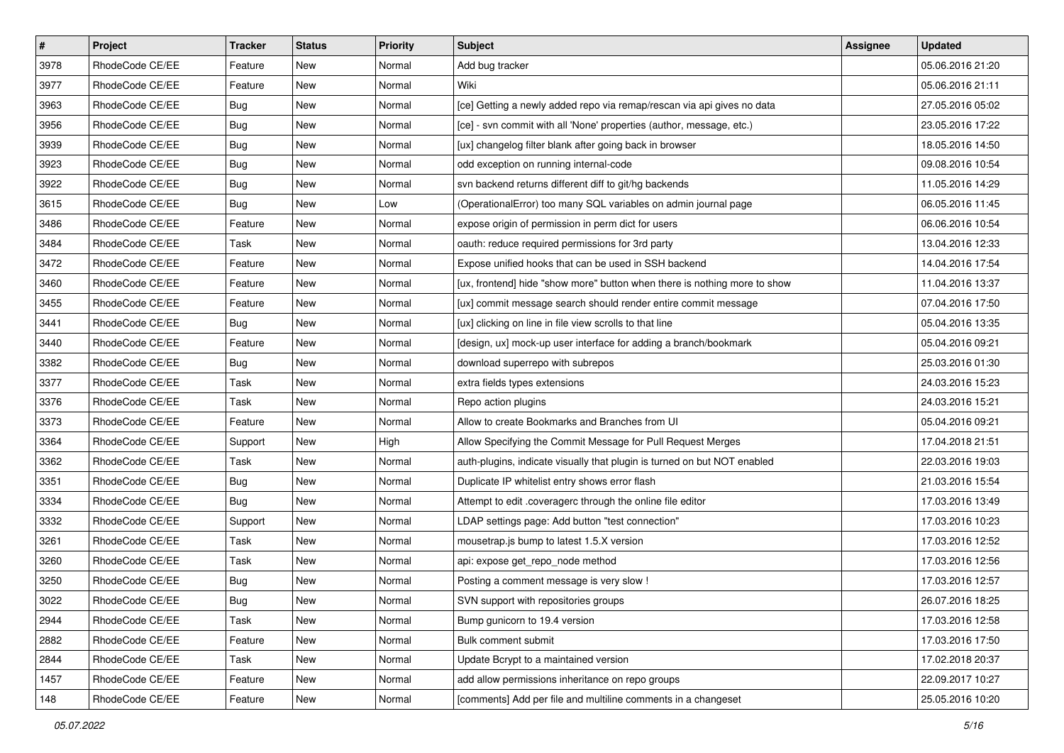| # | Project | Tracker | Status | Priority | Subject | Assignee | Updated |
|---|---|---|---|---|---|---|---|
| 3978 | RhodeCode CE/EE | Feature | New | Normal | Add bug tracker | | 05.06.2016 21:20 |
| 3977 | RhodeCode CE/EE | Feature | New | Normal | Wiki | | 05.06.2016 21:11 |
| 3963 | RhodeCode CE/EE | Bug | New | Normal | [ce] Getting a newly added repo via remap/rescan via api gives no data | | 27.05.2016 05:02 |
| 3956 | RhodeCode CE/EE | Bug | New | Normal | [ce] - svn commit with all 'None' properties (author, message, etc.) | | 23.05.2016 17:22 |
| 3939 | RhodeCode CE/EE | Bug | New | Normal | [ux] changelog filter blank after going back in browser | | 18.05.2016 14:50 |
| 3923 | RhodeCode CE/EE | Bug | New | Normal | odd exception on running internal-code | | 09.08.2016 10:54 |
| 3922 | RhodeCode CE/EE | Bug | New | Normal | svn backend returns different diff to git/hg backends | | 11.05.2016 14:29 |
| 3615 | RhodeCode CE/EE | Bug | New | Low | (OperationalError) too many SQL variables on admin journal page | | 06.05.2016 11:45 |
| 3486 | RhodeCode CE/EE | Feature | New | Normal | expose origin of permission in perm dict for users | | 06.06.2016 10:54 |
| 3484 | RhodeCode CE/EE | Task | New | Normal | oauth: reduce required permissions for 3rd party | | 13.04.2016 12:33 |
| 3472 | RhodeCode CE/EE | Feature | New | Normal | Expose unified hooks that can be used in SSH backend | | 14.04.2016 17:54 |
| 3460 | RhodeCode CE/EE | Feature | New | Normal | [ux, frontend] hide "show more" button when there is nothing more to show | | 11.04.2016 13:37 |
| 3455 | RhodeCode CE/EE | Feature | New | Normal | [ux] commit message search should render entire commit message | | 07.04.2016 17:50 |
| 3441 | RhodeCode CE/EE | Bug | New | Normal | [ux] clicking on line in file view scrolls to that line | | 05.04.2016 13:35 |
| 3440 | RhodeCode CE/EE | Feature | New | Normal | [design, ux] mock-up user interface for adding a branch/bookmark | | 05.04.2016 09:21 |
| 3382 | RhodeCode CE/EE | Bug | New | Normal | download superrepo with subrepos | | 25.03.2016 01:30 |
| 3377 | RhodeCode CE/EE | Task | New | Normal | extra fields types extensions | | 24.03.2016 15:23 |
| 3376 | RhodeCode CE/EE | Task | New | Normal | Repo action plugins | | 24.03.2016 15:21 |
| 3373 | RhodeCode CE/EE | Feature | New | Normal | Allow to create Bookmarks and Branches from UI | | 05.04.2016 09:21 |
| 3364 | RhodeCode CE/EE | Support | New | High | Allow Specifying the Commit Message for Pull Request Merges | | 17.04.2018 21:51 |
| 3362 | RhodeCode CE/EE | Task | New | Normal | auth-plugins, indicate visually that plugin is turned on but NOT enabled | | 22.03.2016 19:03 |
| 3351 | RhodeCode CE/EE | Bug | New | Normal | Duplicate IP whitelist entry shows error flash | | 21.03.2016 15:54 |
| 3334 | RhodeCode CE/EE | Bug | New | Normal | Attempt to edit .coveragerc through the online file editor | | 17.03.2016 13:49 |
| 3332 | RhodeCode CE/EE | Support | New | Normal | LDAP settings page: Add button "test connection" | | 17.03.2016 10:23 |
| 3261 | RhodeCode CE/EE | Task | New | Normal | mousetrap.js bump to latest 1.5.X version | | 17.03.2016 12:52 |
| 3260 | RhodeCode CE/EE | Task | New | Normal | api: expose get_repo_node method | | 17.03.2016 12:56 |
| 3250 | RhodeCode CE/EE | Bug | New | Normal | Posting a comment message is very slow ! | | 17.03.2016 12:57 |
| 3022 | RhodeCode CE/EE | Bug | New | Normal | SVN support with repositories groups | | 26.07.2016 18:25 |
| 2944 | RhodeCode CE/EE | Task | New | Normal | Bump gunicorn to 19.4 version | | 17.03.2016 12:58 |
| 2882 | RhodeCode CE/EE | Feature | New | Normal | Bulk comment submit | | 17.03.2016 17:50 |
| 2844 | RhodeCode CE/EE | Task | New | Normal | Update Bcrypt to a maintained version | | 17.02.2018 20:37 |
| 1457 | RhodeCode CE/EE | Feature | New | Normal | add allow permissions inheritance on repo groups | | 22.09.2017 10:27 |
| 148 | RhodeCode CE/EE | Feature | New | Normal | [comments] Add per file and multiline comments in a changeset | | 25.05.2016 10:20 |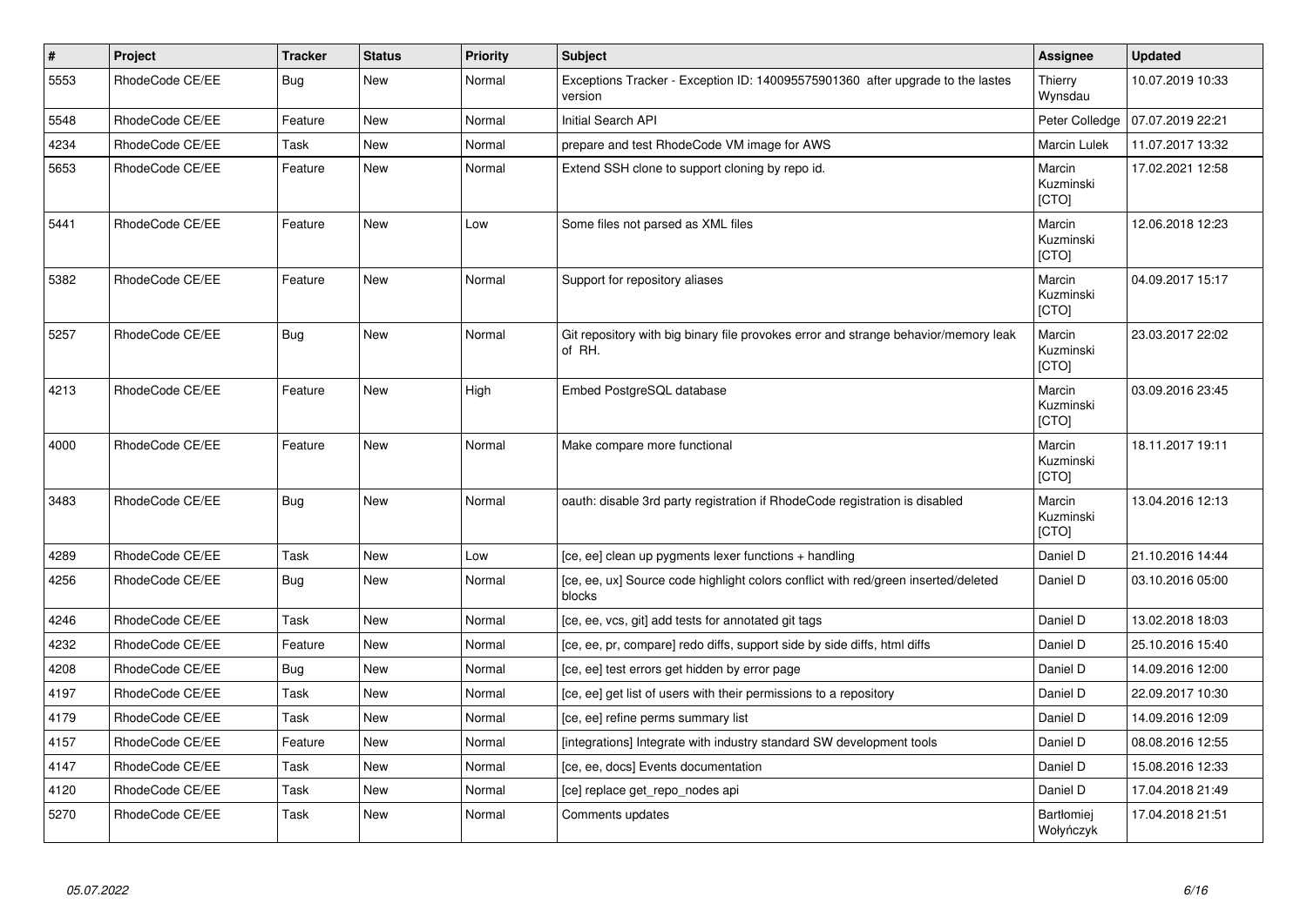| # | Project | Tracker | Status | Priority | Subject | Assignee | Updated |
|---|---|---|---|---|---|---|---|
| 5553 | RhodeCode CE/EE | Bug | New | Normal | Exceptions Tracker - Exception ID: 140095575901360 after upgrade to the lastes version | Thierry Wynsdau | 10.07.2019 10:33 |
| 5548 | RhodeCode CE/EE | Feature | New | Normal | Initial Search API | Peter Colledge | 07.07.2019 22:21 |
| 4234 | RhodeCode CE/EE | Task | New | Normal | prepare and test RhodeCode VM image for AWS | Marcin Lulek | 11.07.2017 13:32 |
| 5653 | RhodeCode CE/EE | Feature | New | Normal | Extend SSH clone to support cloning by repo id. | Marcin Kuzminski [CTO] | 17.02.2021 12:58 |
| 5441 | RhodeCode CE/EE | Feature | New | Low | Some files not parsed as XML files | Marcin Kuzminski [CTO] | 12.06.2018 12:23 |
| 5382 | RhodeCode CE/EE | Feature | New | Normal | Support for repository aliases | Marcin Kuzminski [CTO] | 04.09.2017 15:17 |
| 5257 | RhodeCode CE/EE | Bug | New | Normal | Git repository with big binary file provokes error and strange behavior/memory leak of RH. | Marcin Kuzminski [CTO] | 23.03.2017 22:02 |
| 4213 | RhodeCode CE/EE | Feature | New | High | Embed PostgreSQL database | Marcin Kuzminski [CTO] | 03.09.2016 23:45 |
| 4000 | RhodeCode CE/EE | Feature | New | Normal | Make compare more functional | Marcin Kuzminski [CTO] | 18.11.2017 19:11 |
| 3483 | RhodeCode CE/EE | Bug | New | Normal | oauth: disable 3rd party registration if RhodeCode registration is disabled | Marcin Kuzminski [CTO] | 13.04.2016 12:13 |
| 4289 | RhodeCode CE/EE | Task | New | Low | [ce, ee] clean up pygments lexer functions + handling | Daniel D | 21.10.2016 14:44 |
| 4256 | RhodeCode CE/EE | Bug | New | Normal | [ce, ee, ux] Source code highlight colors conflict with red/green inserted/deleted blocks | Daniel D | 03.10.2016 05:00 |
| 4246 | RhodeCode CE/EE | Task | New | Normal | [ce, ee, vcs, git] add tests for annotated git tags | Daniel D | 13.02.2018 18:03 |
| 4232 | RhodeCode CE/EE | Feature | New | Normal | [ce, ee, pr, compare] redo diffs, support side by side diffs, html diffs | Daniel D | 25.10.2016 15:40 |
| 4208 | RhodeCode CE/EE | Bug | New | Normal | [ce, ee] test errors get hidden by error page | Daniel D | 14.09.2016 12:00 |
| 4197 | RhodeCode CE/EE | Task | New | Normal | [ce, ee] get list of users with their permissions to a repository | Daniel D | 22.09.2017 10:30 |
| 4179 | RhodeCode CE/EE | Task | New | Normal | [ce, ee] refine perms summary list | Daniel D | 14.09.2016 12:09 |
| 4157 | RhodeCode CE/EE | Feature | New | Normal | [integrations] Integrate with industry standard SW development tools | Daniel D | 08.08.2016 12:55 |
| 4147 | RhodeCode CE/EE | Task | New | Normal | [ce, ee, docs] Events documentation | Daniel D | 15.08.2016 12:33 |
| 4120 | RhodeCode CE/EE | Task | New | Normal | [ce] replace get_repo_nodes api | Daniel D | 17.04.2018 21:49 |
| 5270 | RhodeCode CE/EE | Task | New | Normal | Comments updates | Bartłomiej Wołyńczyk | 17.04.2018 21:51 |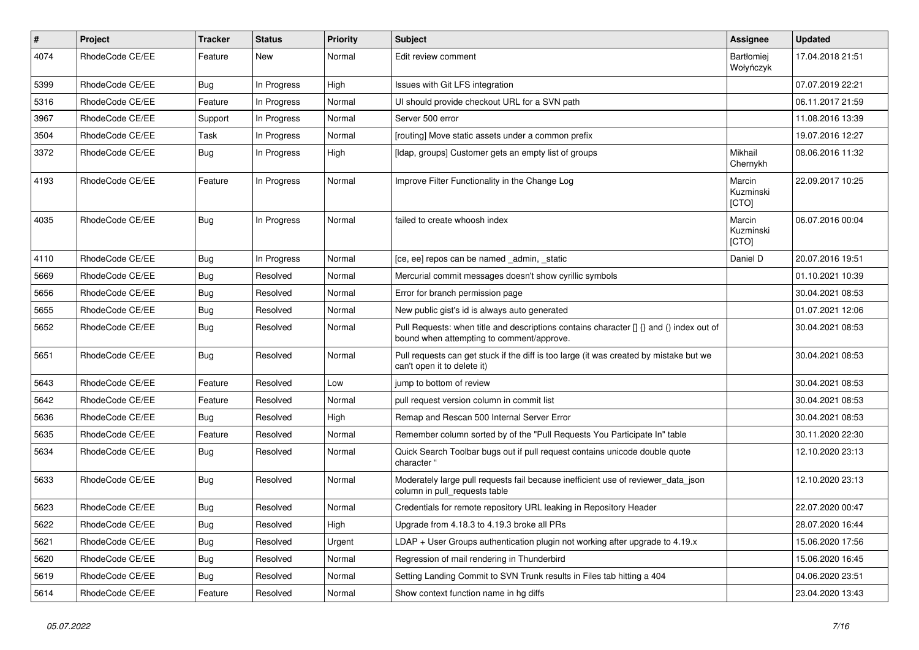| # | Project | Tracker | Status | Priority | Subject | Assignee | Updated |
|---|---|---|---|---|---|---|---|
| 4074 | RhodeCode CE/EE | Feature | New | Normal | Edit review comment | Bartłomiej Wołyńczyk | 17.04.2018 21:51 |
| 5399 | RhodeCode CE/EE | Bug | In Progress | High | Issues with Git LFS integration | | 07.07.2019 22:21 |
| 5316 | RhodeCode CE/EE | Feature | In Progress | Normal | UI should provide checkout URL for a SVN path | | 06.11.2017 21:59 |
| 3967 | RhodeCode CE/EE | Support | In Progress | Normal | Server 500 error | | 11.08.2016 13:39 |
| 3504 | RhodeCode CE/EE | Task | In Progress | Normal | [routing] Move static assets under a common prefix | | 19.07.2016 12:27 |
| 3372 | RhodeCode CE/EE | Bug | In Progress | High | [ldap, groups] Customer gets an empty list of groups | Mikhail Chernykh | 08.06.2016 11:32 |
| 4193 | RhodeCode CE/EE | Feature | In Progress | Normal | Improve Filter Functionality in the Change Log | Marcin Kuzminski [CTO] | 22.09.2017 10:25 |
| 4035 | RhodeCode CE/EE | Bug | In Progress | Normal | failed to create whoosh index | Marcin Kuzminski [CTO] | 06.07.2016 00:04 |
| 4110 | RhodeCode CE/EE | Bug | In Progress | Normal | [ce, ee] repos can be named _admin, _static | Daniel D | 20.07.2016 19:51 |
| 5669 | RhodeCode CE/EE | Bug | Resolved | Normal | Mercurial commit messages doesn't show cyrillic symbols | | 01.10.2021 10:39 |
| 5656 | RhodeCode CE/EE | Bug | Resolved | Normal | Error for branch permission page | | 30.04.2021 08:53 |
| 5655 | RhodeCode CE/EE | Bug | Resolved | Normal | New public gist's id is always auto generated | | 01.07.2021 12:06 |
| 5652 | RhodeCode CE/EE | Bug | Resolved | Normal | Pull Requests: when title and descriptions contains character [] {} and () index out of bound when attempting to comment/approve. | | 30.04.2021 08:53 |
| 5651 | RhodeCode CE/EE | Bug | Resolved | Normal | Pull requests can get stuck if the diff is too large (it was created by mistake but we can't open it to delete it) | | 30.04.2021 08:53 |
| 5643 | RhodeCode CE/EE | Feature | Resolved | Low | jump to bottom of review | | 30.04.2021 08:53 |
| 5642 | RhodeCode CE/EE | Feature | Resolved | Normal | pull request version column in commit list | | 30.04.2021 08:53 |
| 5636 | RhodeCode CE/EE | Bug | Resolved | High | Remap and Rescan 500 Internal Server Error | | 30.04.2021 08:53 |
| 5635 | RhodeCode CE/EE | Feature | Resolved | Normal | Remember column sorted by of the "Pull Requests You Participate In" table | | 30.11.2020 22:30 |
| 5634 | RhodeCode CE/EE | Bug | Resolved | Normal | Quick Search Toolbar bugs out if pull request contains unicode double quote character " | | 12.10.2020 23:13 |
| 5633 | RhodeCode CE/EE | Bug | Resolved | Normal | Moderately large pull requests fail because inefficient use of reviewer_data_json column in pull_requests table | | 12.10.2020 23:13 |
| 5623 | RhodeCode CE/EE | Bug | Resolved | Normal | Credentials for remote repository URL leaking in Repository Header | | 22.07.2020 00:47 |
| 5622 | RhodeCode CE/EE | Bug | Resolved | High | Upgrade from 4.18.3 to 4.19.3 broke all PRs | | 28.07.2020 16:44 |
| 5621 | RhodeCode CE/EE | Bug | Resolved | Urgent | LDAP + User Groups authentication plugin not working after upgrade to 4.19.x | | 15.06.2020 17:56 |
| 5620 | RhodeCode CE/EE | Bug | Resolved | Normal | Regression of mail rendering in Thunderbird | | 15.06.2020 16:45 |
| 5619 | RhodeCode CE/EE | Bug | Resolved | Normal | Setting Landing Commit to SVN Trunk results in Files tab hitting a 404 | | 04.06.2020 23:51 |
| 5614 | RhodeCode CE/EE | Feature | Resolved | Normal | Show context function name in hg diffs | | 23.04.2020 13:43 |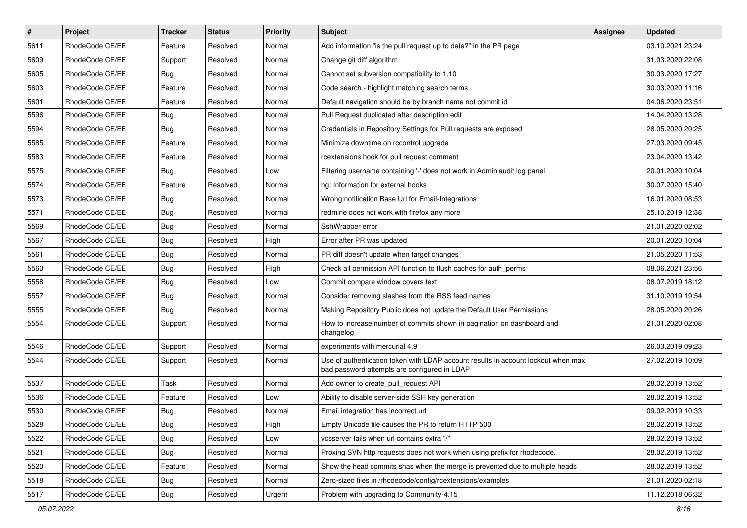| # | Project | Tracker | Status | Priority | Subject | Assignee | Updated |
|---|---|---|---|---|---|---|---|
| 5611 | RhodeCode CE/EE | Feature | Resolved | Normal | Add information "is the pull request up to date?" in the PR page | | 03.10.2021 23:24 |
| 5609 | RhodeCode CE/EE | Support | Resolved | Normal | Change git diff algorithm | | 31.03.2020 22:08 |
| 5605 | RhodeCode CE/EE | Bug | Resolved | Normal | Cannot set subversion compatibility to 1.10 | | 30.03.2020 17:27 |
| 5603 | RhodeCode CE/EE | Feature | Resolved | Normal | Code search - highlight matching search terms | | 30.03.2020 11:16 |
| 5601 | RhodeCode CE/EE | Feature | Resolved | Normal | Default navigation should be by branch name not commit id | | 04.06.2020 23:51 |
| 5596 | RhodeCode CE/EE | Bug | Resolved | Normal | Pull Request duplicated after description edit | | 14.04.2020 13:28 |
| 5594 | RhodeCode CE/EE | Bug | Resolved | Normal | Credentials in Repository Settings for Pull requests are exposed | | 28.05.2020 20:25 |
| 5585 | RhodeCode CE/EE | Feature | Resolved | Normal | Minimize downtime on rccontrol upgrade | | 27.03.2020 09:45 |
| 5583 | RhodeCode CE/EE | Feature | Resolved | Normal | rcextensions hook for pull request comment | | 23.04.2020 13:42 |
| 5575 | RhodeCode CE/EE | Bug | Resolved | Low | Filtering username containing '-' does not work in Admin audit log panel | | 20.01.2020 10:04 |
| 5574 | RhodeCode CE/EE | Feature | Resolved | Normal | hg: Information for external hooks | | 30.07.2020 15:40 |
| 5573 | RhodeCode CE/EE | Bug | Resolved | Normal | Wrong notification Base Url for Email-Integrations | | 16.01.2020 08:53 |
| 5571 | RhodeCode CE/EE | Bug | Resolved | Normal | redmine does not work with firefox any more | | 25.10.2019 12:38 |
| 5569 | RhodeCode CE/EE | Bug | Resolved | Normal | SshWrapper error | | 21.01.2020 02:02 |
| 5567 | RhodeCode CE/EE | Bug | Resolved | High | Error after PR was updated | | 20.01.2020 10:04 |
| 5561 | RhodeCode CE/EE | Bug | Resolved | Normal | PR diff doesn't update when target changes | | 21.05.2020 11:53 |
| 5560 | RhodeCode CE/EE | Bug | Resolved | High | Check all permission API function to flush caches for auth_perms | | 08.06.2021 23:56 |
| 5558 | RhodeCode CE/EE | Bug | Resolved | Low | Commit compare window covers text | | 08.07.2019 18:12 |
| 5557 | RhodeCode CE/EE | Bug | Resolved | Normal | Consider removing slashes from the RSS feed names | | 31.10.2019 19:54 |
| 5555 | RhodeCode CE/EE | Bug | Resolved | Normal | Making Repository Public does not update the Default User Permissions | | 28.05.2020 20:26 |
| 5554 | RhodeCode CE/EE | Support | Resolved | Normal | How to increase number of commits shown in pagination on dashboard and changelog | | 21.01.2020 02:08 |
| 5546 | RhodeCode CE/EE | Support | Resolved | Normal | experiments with mercurial 4.9 | | 26.03.2019 09:23 |
| 5544 | RhodeCode CE/EE | Support | Resolved | Normal | Use of authentication token with LDAP account results in account lockout when max bad password attempts are configured in LDAP | | 27.02.2019 10:09 |
| 5537 | RhodeCode CE/EE | Task | Resolved | Normal | Add owner to create_pull_request API | | 28.02.2019 13:52 |
| 5536 | RhodeCode CE/EE | Feature | Resolved | Low | Ability to disable server-side SSH key generation | | 28.02.2019 13:52 |
| 5530 | RhodeCode CE/EE | Bug | Resolved | Normal | Email integration has incorrect url | | 09.02.2019 10:33 |
| 5528 | RhodeCode CE/EE | Bug | Resolved | High | Empty Unicode file causes the PR to return HTTP 500 | | 28.02.2019 13:52 |
| 5522 | RhodeCode CE/EE | Bug | Resolved | Low | vcsserver fails when url contains extra "/" | | 28.02.2019 13:52 |
| 5521 | RhodeCode CE/EE | Bug | Resolved | Normal | Proxying SVN http requests does not work when using prefix for rhodecode. | | 28.02.2019 13:52 |
| 5520 | RhodeCode CE/EE | Feature | Resolved | Normal | Show the head commits shas when the merge is prevented due to multiple heads | | 28.02.2019 13:52 |
| 5518 | RhodeCode CE/EE | Bug | Resolved | Normal | Zero-sized files in /rhodecode/config/rcextensions/examples | | 21.01.2020 02:18 |
| 5517 | RhodeCode CE/EE | Bug | Resolved | Urgent | Problem with upgrading to Community-4.15 | | 11.12.2018 06:32 |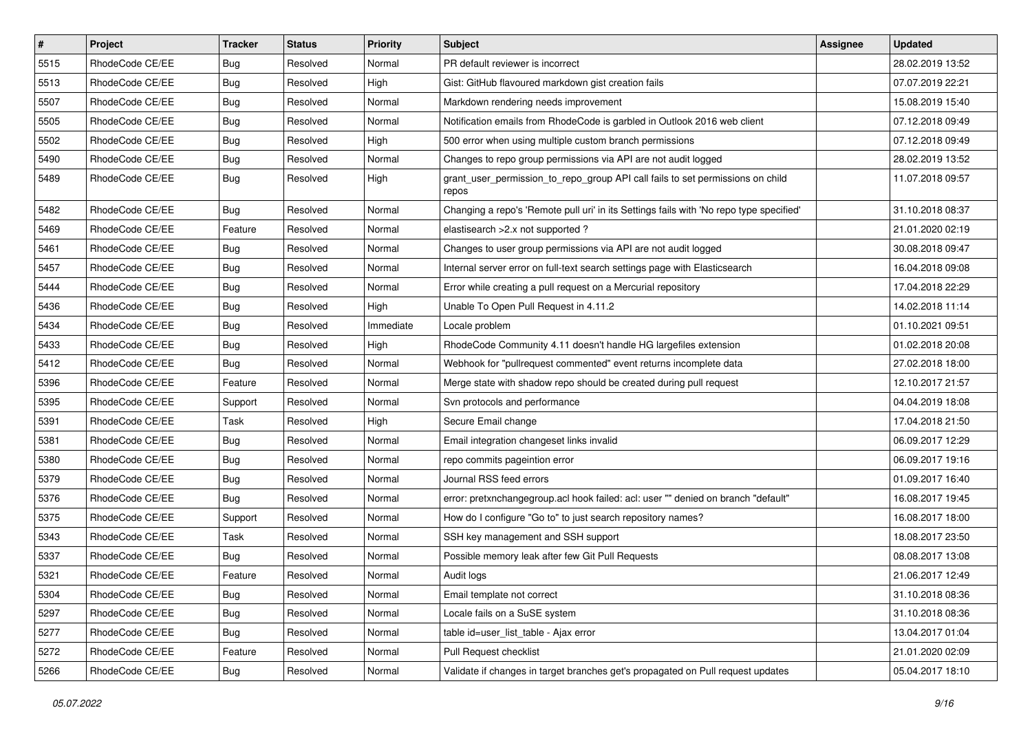| # | Project | Tracker | Status | Priority | Subject | Assignee | Updated |
|---|---|---|---|---|---|---|---|
| 5515 | RhodeCode CE/EE | Bug | Resolved | Normal | PR default reviewer is incorrect | | 28.02.2019 13:52 |
| 5513 | RhodeCode CE/EE | Bug | Resolved | High | Gist: GitHub flavoured markdown gist creation fails | | 07.07.2019 22:21 |
| 5507 | RhodeCode CE/EE | Bug | Resolved | Normal | Markdown rendering needs improvement | | 15.08.2019 15:40 |
| 5505 | RhodeCode CE/EE | Bug | Resolved | Normal | Notification emails from RhodeCode is garbled in Outlook 2016 web client | | 07.12.2018 09:49 |
| 5502 | RhodeCode CE/EE | Bug | Resolved | High | 500 error when using multiple custom branch permissions | | 07.12.2018 09:49 |
| 5490 | RhodeCode CE/EE | Bug | Resolved | Normal | Changes to repo group permissions via API are not audit logged | | 28.02.2019 13:52 |
| 5489 | RhodeCode CE/EE | Bug | Resolved | High | grant_user_permission_to_repo_group API call fails to set permissions on child repos | | 11.07.2018 09:57 |
| 5482 | RhodeCode CE/EE | Bug | Resolved | Normal | Changing a repo's 'Remote pull uri' in its Settings fails with 'No repo type specified' | | 31.10.2018 08:37 |
| 5469 | RhodeCode CE/EE | Feature | Resolved | Normal | elastisearch >2.x not supported ? | | 21.01.2020 02:19 |
| 5461 | RhodeCode CE/EE | Bug | Resolved | Normal | Changes to user group permissions via API are not audit logged | | 30.08.2018 09:47 |
| 5457 | RhodeCode CE/EE | Bug | Resolved | Normal | Internal server error on full-text search settings page with Elasticsearch | | 16.04.2018 09:08 |
| 5444 | RhodeCode CE/EE | Bug | Resolved | Normal | Error while creating a pull request on a Mercurial repository | | 17.04.2018 22:29 |
| 5436 | RhodeCode CE/EE | Bug | Resolved | High | Unable To Open Pull Request in 4.11.2 | | 14.02.2018 11:14 |
| 5434 | RhodeCode CE/EE | Bug | Resolved | Immediate | Locale problem | | 01.10.2021 09:51 |
| 5433 | RhodeCode CE/EE | Bug | Resolved | High | RhodeCode Community 4.11 doesn't handle HG largefiles extension | | 01.02.2018 20:08 |
| 5412 | RhodeCode CE/EE | Bug | Resolved | Normal | Webhook for "pullrequest commented" event returns incomplete data | | 27.02.2018 18:00 |
| 5396 | RhodeCode CE/EE | Feature | Resolved | Normal | Merge state with shadow repo should be created during pull request | | 12.10.2017 21:57 |
| 5395 | RhodeCode CE/EE | Support | Resolved | Normal | Svn protocols and performance | | 04.04.2019 18:08 |
| 5391 | RhodeCode CE/EE | Task | Resolved | High | Secure Email change | | 17.04.2018 21:50 |
| 5381 | RhodeCode CE/EE | Bug | Resolved | Normal | Email integration changeset links invalid | | 06.09.2017 12:29 |
| 5380 | RhodeCode CE/EE | Bug | Resolved | Normal | repo commits pageintion error | | 06.09.2017 19:16 |
| 5379 | RhodeCode CE/EE | Bug | Resolved | Normal | Journal RSS feed errors | | 01.09.2017 16:40 |
| 5376 | RhodeCode CE/EE | Bug | Resolved | Normal | error: pretxnchangegroup.acl hook failed: acl: user "" denied on branch "default" | | 16.08.2017 19:45 |
| 5375 | RhodeCode CE/EE | Support | Resolved | Normal | How do I configure "Go to" to just search repository names? | | 16.08.2017 18:00 |
| 5343 | RhodeCode CE/EE | Task | Resolved | Normal | SSH key management and SSH support | | 18.08.2017 23:50 |
| 5337 | RhodeCode CE/EE | Bug | Resolved | Normal | Possible memory leak after few Git Pull Requests | | 08.08.2017 13:08 |
| 5321 | RhodeCode CE/EE | Feature | Resolved | Normal | Audit logs | | 21.06.2017 12:49 |
| 5304 | RhodeCode CE/EE | Bug | Resolved | Normal | Email template not correct | | 31.10.2018 08:36 |
| 5297 | RhodeCode CE/EE | Bug | Resolved | Normal | Locale fails on a SuSE system | | 31.10.2018 08:36 |
| 5277 | RhodeCode CE/EE | Bug | Resolved | Normal | table id=user_list_table - Ajax error | | 13.04.2017 01:04 |
| 5272 | RhodeCode CE/EE | Feature | Resolved | Normal | Pull Request checklist | | 21.01.2020 02:09 |
| 5266 | RhodeCode CE/EE | Bug | Resolved | Normal | Validate if changes in target branches get's propagated on Pull request updates | | 05.04.2017 18:10 |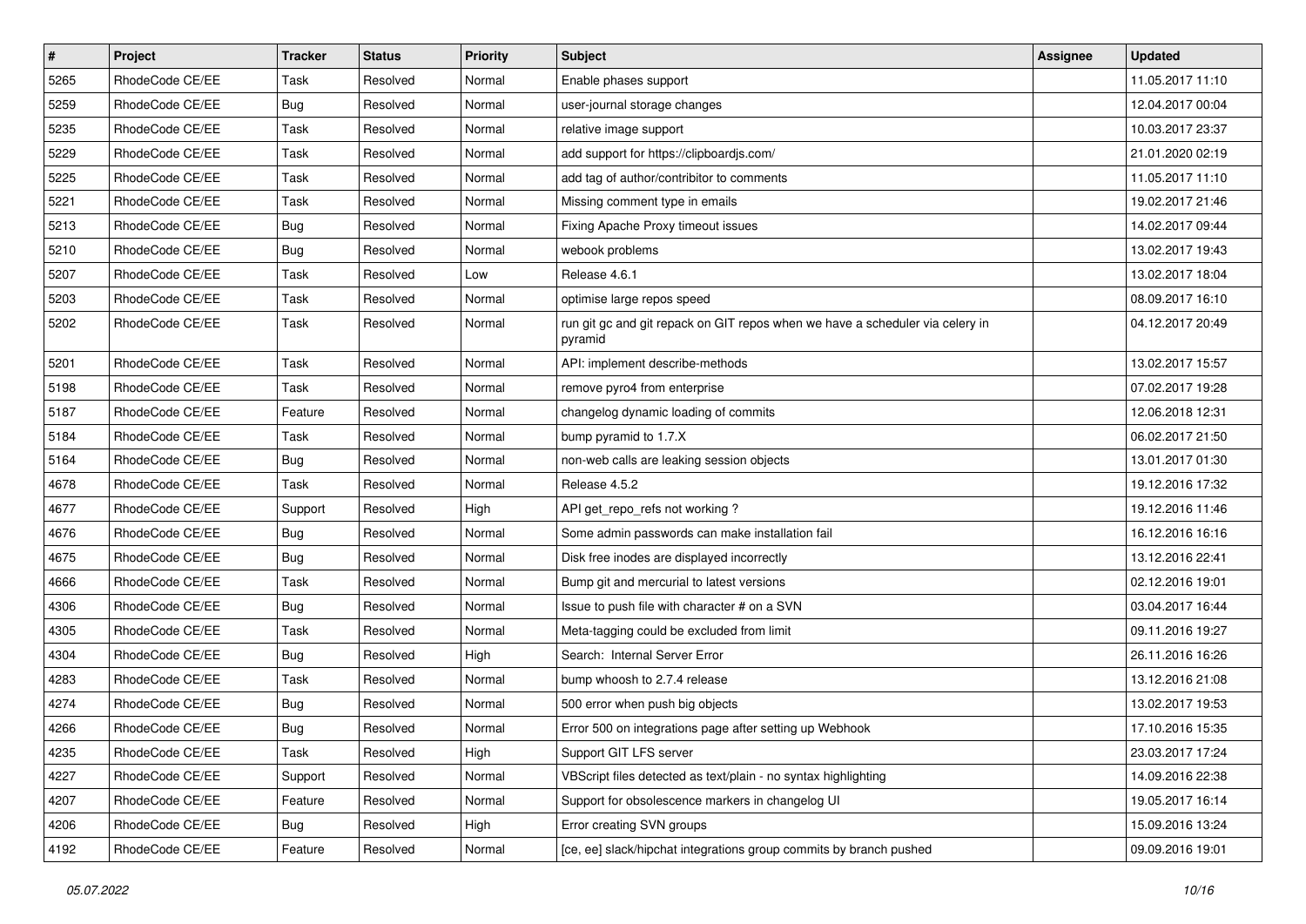| # | Project | Tracker | Status | Priority | Subject | Assignee | Updated |
|---|---|---|---|---|---|---|---|
| 5265 | RhodeCode CE/EE | Task | Resolved | Normal | Enable phases support | | 11.05.2017 11:10 |
| 5259 | RhodeCode CE/EE | Bug | Resolved | Normal | user-journal storage changes | | 12.04.2017 00:04 |
| 5235 | RhodeCode CE/EE | Task | Resolved | Normal | relative image support | | 10.03.2017 23:37 |
| 5229 | RhodeCode CE/EE | Task | Resolved | Normal | add support for https://clipboardjs.com/ | | 21.01.2020 02:19 |
| 5225 | RhodeCode CE/EE | Task | Resolved | Normal | add tag of author/contribitor to comments | | 11.05.2017 11:10 |
| 5221 | RhodeCode CE/EE | Task | Resolved | Normal | Missing comment type in emails | | 19.02.2017 21:46 |
| 5213 | RhodeCode CE/EE | Bug | Resolved | Normal | Fixing Apache Proxy timeout issues | | 14.02.2017 09:44 |
| 5210 | RhodeCode CE/EE | Bug | Resolved | Normal | webook problems | | 13.02.2017 19:43 |
| 5207 | RhodeCode CE/EE | Task | Resolved | Low | Release 4.6.1 | | 13.02.2017 18:04 |
| 5203 | RhodeCode CE/EE | Task | Resolved | Normal | optimise large repos speed | | 08.09.2017 16:10 |
| 5202 | RhodeCode CE/EE | Task | Resolved | Normal | run git gc and git repack on GIT repos when we have a scheduler via celery in pyramid | | 04.12.2017 20:49 |
| 5201 | RhodeCode CE/EE | Task | Resolved | Normal | API: implement describe-methods | | 13.02.2017 15:57 |
| 5198 | RhodeCode CE/EE | Task | Resolved | Normal | remove pyro4 from enterprise | | 07.02.2017 19:28 |
| 5187 | RhodeCode CE/EE | Feature | Resolved | Normal | changelog dynamic loading of commits | | 12.06.2018 12:31 |
| 5184 | RhodeCode CE/EE | Task | Resolved | Normal | bump pyramid to 1.7.X | | 06.02.2017 21:50 |
| 5164 | RhodeCode CE/EE | Bug | Resolved | Normal | non-web calls are leaking session objects | | 13.01.2017 01:30 |
| 4678 | RhodeCode CE/EE | Task | Resolved | Normal | Release 4.5.2 | | 19.12.2016 17:32 |
| 4677 | RhodeCode CE/EE | Support | Resolved | High | API get_repo_refs not working ? | | 19.12.2016 11:46 |
| 4676 | RhodeCode CE/EE | Bug | Resolved | Normal | Some admin passwords can make installation fail | | 16.12.2016 16:16 |
| 4675 | RhodeCode CE/EE | Bug | Resolved | Normal | Disk free inodes are displayed incorrectly | | 13.12.2016 22:41 |
| 4666 | RhodeCode CE/EE | Task | Resolved | Normal | Bump git and mercurial to latest versions | | 02.12.2016 19:01 |
| 4306 | RhodeCode CE/EE | Bug | Resolved | Normal | Issue to push file with character # on a SVN | | 03.04.2017 16:44 |
| 4305 | RhodeCode CE/EE | Task | Resolved | Normal | Meta-tagging could be excluded from limit | | 09.11.2016 19:27 |
| 4304 | RhodeCode CE/EE | Bug | Resolved | High | Search: Internal Server Error | | 26.11.2016 16:26 |
| 4283 | RhodeCode CE/EE | Task | Resolved | Normal | bump whoosh to 2.7.4 release | | 13.12.2016 21:08 |
| 4274 | RhodeCode CE/EE | Bug | Resolved | Normal | 500 error when push big objects | | 13.02.2017 19:53 |
| 4266 | RhodeCode CE/EE | Bug | Resolved | Normal | Error 500 on integrations page after setting up Webhook | | 17.10.2016 15:35 |
| 4235 | RhodeCode CE/EE | Task | Resolved | High | Support GIT LFS server | | 23.03.2017 17:24 |
| 4227 | RhodeCode CE/EE | Support | Resolved | Normal | VBScript files detected as text/plain - no syntax highlighting | | 14.09.2016 22:38 |
| 4207 | RhodeCode CE/EE | Feature | Resolved | Normal | Support for obsolescence markers in changelog UI | | 19.05.2017 16:14 |
| 4206 | RhodeCode CE/EE | Bug | Resolved | High | Error creating SVN groups | | 15.09.2016 13:24 |
| 4192 | RhodeCode CE/EE | Feature | Resolved | Normal | [ce, ee] slack/hipchat integrations group commits by branch pushed | | 09.09.2016 19:01 |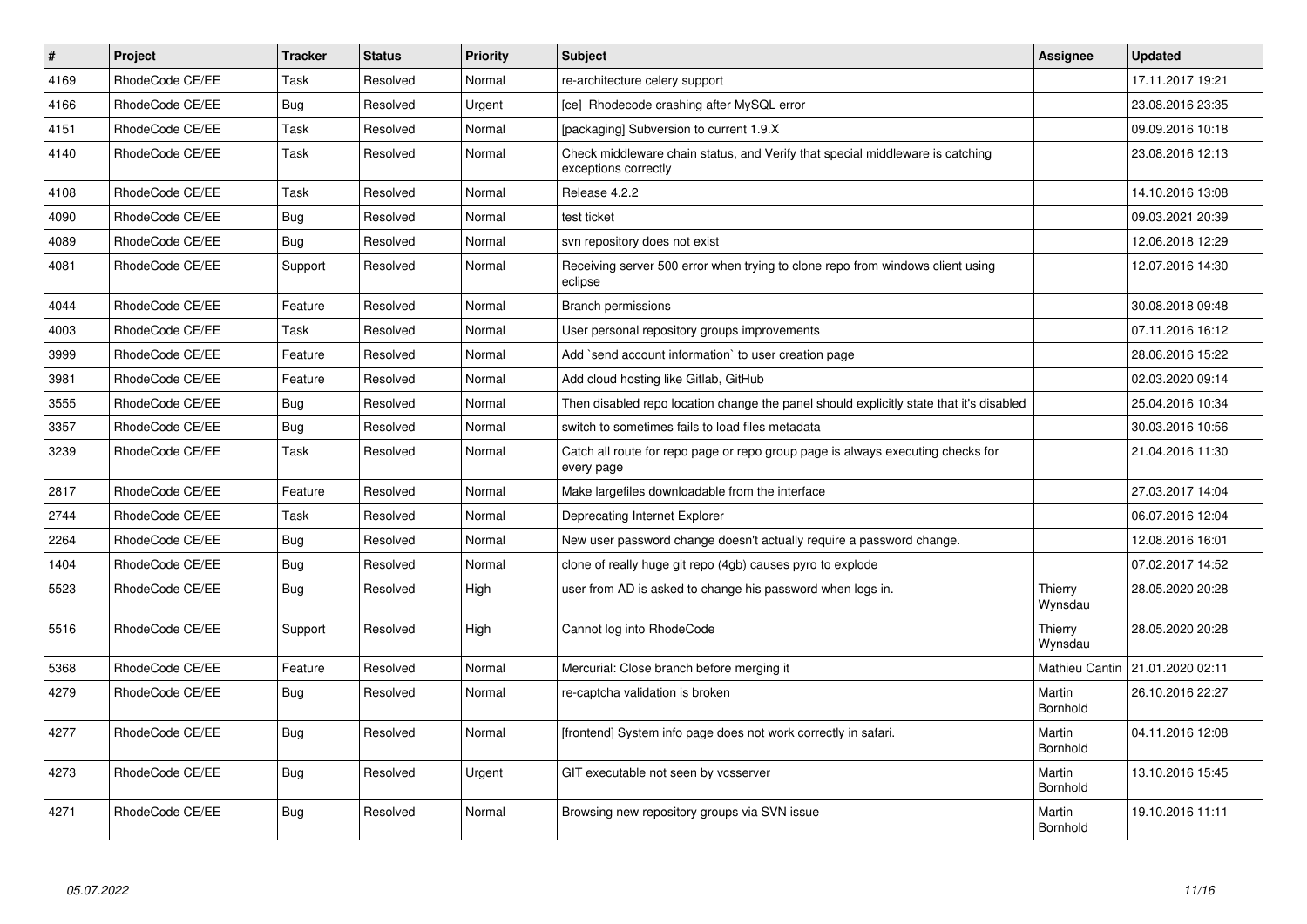| # | Project | Tracker | Status | Priority | Subject | Assignee | Updated |
|---|---|---|---|---|---|---|---|
| 4169 | RhodeCode CE/EE | Task | Resolved | Normal | re-architecture celery support | | 17.11.2017 19:21 |
| 4166 | RhodeCode CE/EE | Bug | Resolved | Urgent | [ce] Rhodecode crashing after MySQL error | | 23.08.2016 23:35 |
| 4151 | RhodeCode CE/EE | Task | Resolved | Normal | [packaging] Subversion to current 1.9.X | | 09.09.2016 10:18 |
| 4140 | RhodeCode CE/EE | Task | Resolved | Normal | Check middleware chain status, and Verify that special middleware is catching exceptions correctly | | 23.08.2016 12:13 |
| 4108 | RhodeCode CE/EE | Task | Resolved | Normal | Release 4.2.2 | | 14.10.2016 13:08 |
| 4090 | RhodeCode CE/EE | Bug | Resolved | Normal | test ticket | | 09.03.2021 20:39 |
| 4089 | RhodeCode CE/EE | Bug | Resolved | Normal | svn repository does not exist | | 12.06.2018 12:29 |
| 4081 | RhodeCode CE/EE | Support | Resolved | Normal | Receiving server 500 error when trying to clone repo from windows client using eclipse | | 12.07.2016 14:30 |
| 4044 | RhodeCode CE/EE | Feature | Resolved | Normal | Branch permissions | | 30.08.2018 09:48 |
| 4003 | RhodeCode CE/EE | Task | Resolved | Normal | User personal repository groups improvements | | 07.11.2016 16:12 |
| 3999 | RhodeCode CE/EE | Feature | Resolved | Normal | Add `send account information` to user creation page | | 28.06.2016 15:22 |
| 3981 | RhodeCode CE/EE | Feature | Resolved | Normal | Add cloud hosting like Gitlab, GitHub | | 02.03.2020 09:14 |
| 3555 | RhodeCode CE/EE | Bug | Resolved | Normal | Then disabled repo location change the panel should explicitly state that it's disabled | | 25.04.2016 10:34 |
| 3357 | RhodeCode CE/EE | Bug | Resolved | Normal | switch to sometimes fails to load files metadata | | 30.03.2016 10:56 |
| 3239 | RhodeCode CE/EE | Task | Resolved | Normal | Catch all route for repo page or repo group page is always executing checks for every page | | 21.04.2016 11:30 |
| 2817 | RhodeCode CE/EE | Feature | Resolved | Normal | Make largefiles downloadable from the interface | | 27.03.2017 14:04 |
| 2744 | RhodeCode CE/EE | Task | Resolved | Normal | Deprecating Internet Explorer | | 06.07.2016 12:04 |
| 2264 | RhodeCode CE/EE | Bug | Resolved | Normal | New user password change doesn't actually require a password change. | | 12.08.2016 16:01 |
| 1404 | RhodeCode CE/EE | Bug | Resolved | Normal | clone of really huge git repo (4gb) causes pyro to explode | | 07.02.2017 14:52 |
| 5523 | RhodeCode CE/EE | Bug | Resolved | High | user from AD is asked to change his password when logs in. | Thierry Wynsdau | 28.05.2020 20:28 |
| 5516 | RhodeCode CE/EE | Support | Resolved | High | Cannot log into RhodeCode | Thierry Wynsdau | 28.05.2020 20:28 |
| 5368 | RhodeCode CE/EE | Feature | Resolved | Normal | Mercurial: Close branch before merging it | Mathieu Cantin | 21.01.2020 02:11 |
| 4279 | RhodeCode CE/EE | Bug | Resolved | Normal | re-captcha validation is broken | Martin Bornhold | 26.10.2016 22:27 |
| 4277 | RhodeCode CE/EE | Bug | Resolved | Normal | [frontend] System info page does not work correctly in safari. | Martin Bornhold | 04.11.2016 12:08 |
| 4273 | RhodeCode CE/EE | Bug | Resolved | Urgent | GIT executable not seen by vcsserver | Martin Bornhold | 13.10.2016 15:45 |
| 4271 | RhodeCode CE/EE | Bug | Resolved | Normal | Browsing new repository groups via SVN issue | Martin Bornhold | 19.10.2016 11:11 |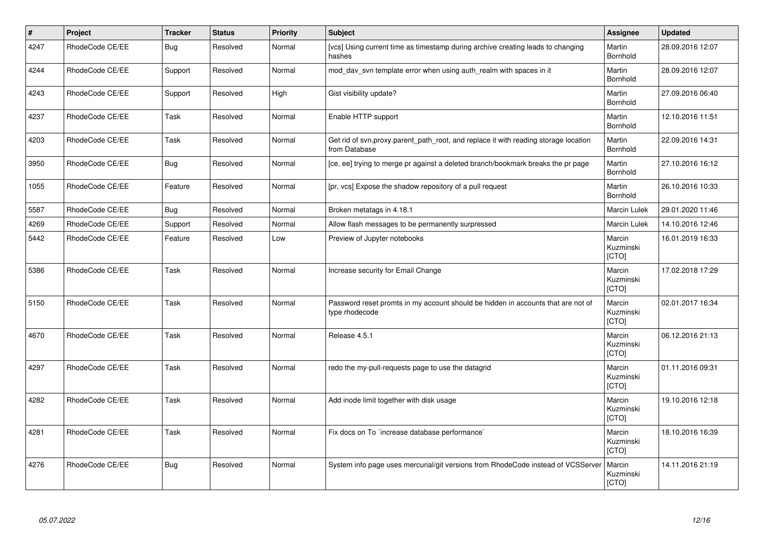| # | Project | Tracker | Status | Priority | Subject | Assignee | Updated |
|---|---|---|---|---|---|---|---|
| 4247 | RhodeCode CE/EE | Bug | Resolved | Normal | [vcs] Using current time as timestamp during archive creating leads to changing hashes | Martin Bornhold | 28.09.2016 12:07 |
| 4244 | RhodeCode CE/EE | Support | Resolved | Normal | mod_dav_svn template error when using auth_realm with spaces in it | Martin Bornhold | 28.09.2016 12:07 |
| 4243 | RhodeCode CE/EE | Support | Resolved | High | Gist visibility update? | Martin Bornhold | 27.09.2016 06:40 |
| 4237 | RhodeCode CE/EE | Task | Resolved | Normal | Enable HTTP support | Martin Bornhold | 12.10.2016 11:51 |
| 4203 | RhodeCode CE/EE | Task | Resolved | Normal | Get rid of svn.proxy.parent_path_root, and replace it with reading storage location from Database | Martin Bornhold | 22.09.2016 14:31 |
| 3950 | RhodeCode CE/EE | Bug | Resolved | Normal | [ce, ee] trying to merge pr against a deleted branch/bookmark breaks the pr page | Martin Bornhold | 27.10.2016 16:12 |
| 1055 | RhodeCode CE/EE | Feature | Resolved | Normal | [pr, vcs] Expose the shadow repository of a pull request | Martin Bornhold | 26.10.2016 10:33 |
| 5587 | RhodeCode CE/EE | Bug | Resolved | Normal | Broken metatags in 4.18.1 | Marcin Lulek | 29.01.2020 11:46 |
| 4269 | RhodeCode CE/EE | Support | Resolved | Normal | Allow flash messages to be permanently surpressed | Marcin Lulek | 14.10.2016 12:46 |
| 5442 | RhodeCode CE/EE | Feature | Resolved | Low | Preview of Jupyter notebooks | Marcin Kuzminski [CTO] | 16.01.2019 16:33 |
| 5386 | RhodeCode CE/EE | Task | Resolved | Normal | Increase security for Email Change | Marcin Kuzminski [CTO] | 17.02.2018 17:29 |
| 5150 | RhodeCode CE/EE | Task | Resolved | Normal | Password reset promts in my account should be hidden in accounts that are not of type rhodecode | Marcin Kuzminski [CTO] | 02.01.2017 16:34 |
| 4670 | RhodeCode CE/EE | Task | Resolved | Normal | Release 4.5.1 | Marcin Kuzminski [CTO] | 06.12.2016 21:13 |
| 4297 | RhodeCode CE/EE | Task | Resolved | Normal | redo the my-pull-requests page to use the datagrid | Marcin Kuzminski [CTO] | 01.11.2016 09:31 |
| 4282 | RhodeCode CE/EE | Task | Resolved | Normal | Add inode limit together with disk usage | Marcin Kuzminski [CTO] | 19.10.2016 12:18 |
| 4281 | RhodeCode CE/EE | Task | Resolved | Normal | Fix docs on To `increase database performance` | Marcin Kuzminski [CTO] | 18.10.2016 16:39 |
| 4276 | RhodeCode CE/EE | Bug | Resolved | Normal | System info page uses mercurial/git versions from RhodeCode instead of VCSServer | Marcin Kuzminski [CTO] | 14.11.2016 21:19 |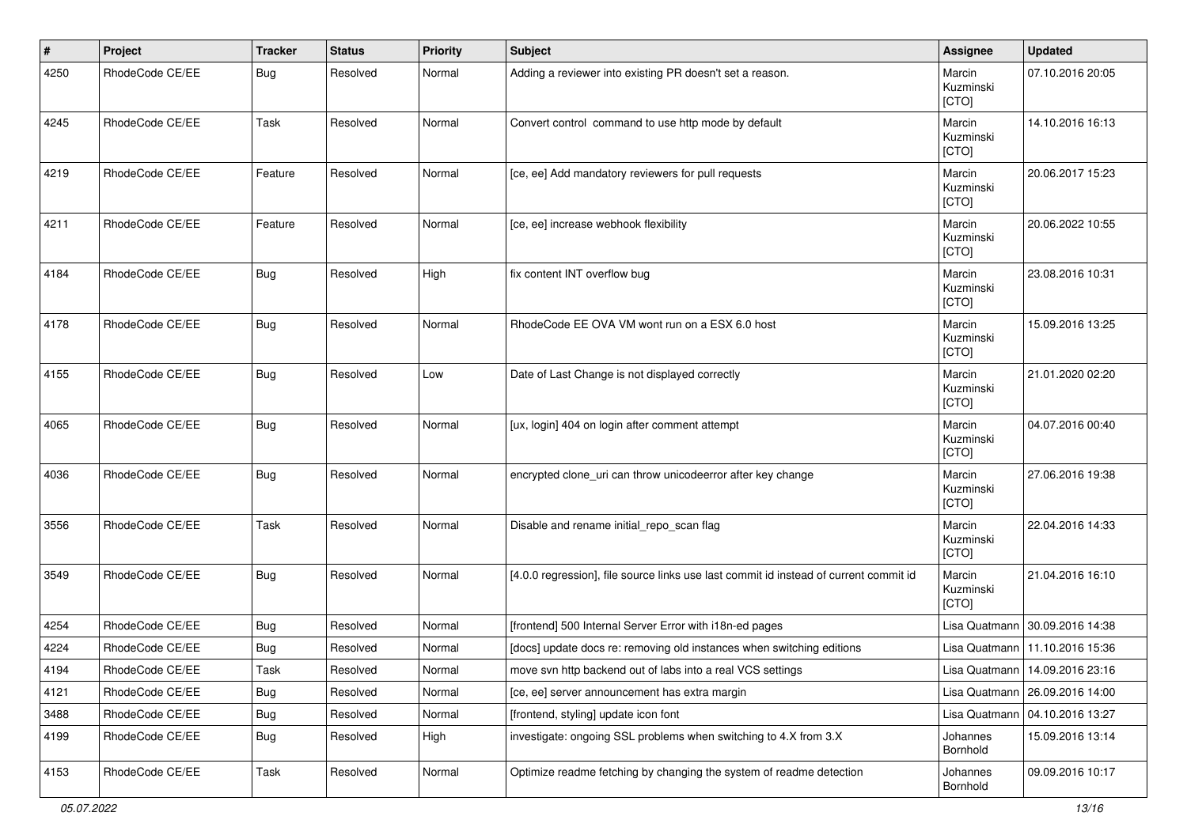| # | Project | Tracker | Status | Priority | Subject | Assignee | Updated |
|---|---|---|---|---|---|---|---|
| 4250 | RhodeCode CE/EE | Bug | Resolved | Normal | Adding a reviewer into existing PR doesn't set a reason. | Marcin Kuzminski [CTO] | 07.10.2016 20:05 |
| 4245 | RhodeCode CE/EE | Task | Resolved | Normal | Convert control command to use http mode by default | Marcin Kuzminski [CTO] | 14.10.2016 16:13 |
| 4219 | RhodeCode CE/EE | Feature | Resolved | Normal | [ce, ee] Add mandatory reviewers for pull requests | Marcin Kuzminski [CTO] | 20.06.2017 15:23 |
| 4211 | RhodeCode CE/EE | Feature | Resolved | Normal | [ce, ee] increase webhook flexibility | Marcin Kuzminski [CTO] | 20.06.2022 10:55 |
| 4184 | RhodeCode CE/EE | Bug | Resolved | High | fix content INT overflow bug | Marcin Kuzminski [CTO] | 23.08.2016 10:31 |
| 4178 | RhodeCode CE/EE | Bug | Resolved | Normal | RhodeCode EE OVA VM wont run on a ESX 6.0 host | Marcin Kuzminski [CTO] | 15.09.2016 13:25 |
| 4155 | RhodeCode CE/EE | Bug | Resolved | Low | Date of Last Change is not displayed correctly | Marcin Kuzminski [CTO] | 21.01.2020 02:20 |
| 4065 | RhodeCode CE/EE | Bug | Resolved | Normal | [ux, login] 404 on login after comment attempt | Marcin Kuzminski [CTO] | 04.07.2016 00:40 |
| 4036 | RhodeCode CE/EE | Bug | Resolved | Normal | encrypted clone_uri can throw unicodeerror after key change | Marcin Kuzminski [CTO] | 27.06.2016 19:38 |
| 3556 | RhodeCode CE/EE | Task | Resolved | Normal | Disable and rename initial_repo_scan flag | Marcin Kuzminski [CTO] | 22.04.2016 14:33 |
| 3549 | RhodeCode CE/EE | Bug | Resolved | Normal | [4.0.0 regression], file source links use last commit id instead of current commit id | Marcin Kuzminski [CTO] | 21.04.2016 16:10 |
| 4254 | RhodeCode CE/EE | Bug | Resolved | Normal | [frontend] 500 Internal Server Error with i18n-ed pages | Lisa Quatmann | 30.09.2016 14:38 |
| 4224 | RhodeCode CE/EE | Bug | Resolved | Normal | [docs] update docs re: removing old instances when switching editions | Lisa Quatmann | 11.10.2016 15:36 |
| 4194 | RhodeCode CE/EE | Task | Resolved | Normal | move svn http backend out of labs into a real VCS settings | Lisa Quatmann | 14.09.2016 23:16 |
| 4121 | RhodeCode CE/EE | Bug | Resolved | Normal | [ce, ee] server announcement has extra margin | Lisa Quatmann | 26.09.2016 14:00 |
| 3488 | RhodeCode CE/EE | Bug | Resolved | Normal | [frontend, styling] update icon font | Lisa Quatmann | 04.10.2016 13:27 |
| 4199 | RhodeCode CE/EE | Bug | Resolved | High | investigate: ongoing SSL problems when switching to 4.X from 3.X | Johannes Bornhold | 15.09.2016 13:14 |
| 4153 | RhodeCode CE/EE | Task | Resolved | Normal | Optimize readme fetching by changing the system of readme detection | Johannes Bornhold | 09.09.2016 10:17 |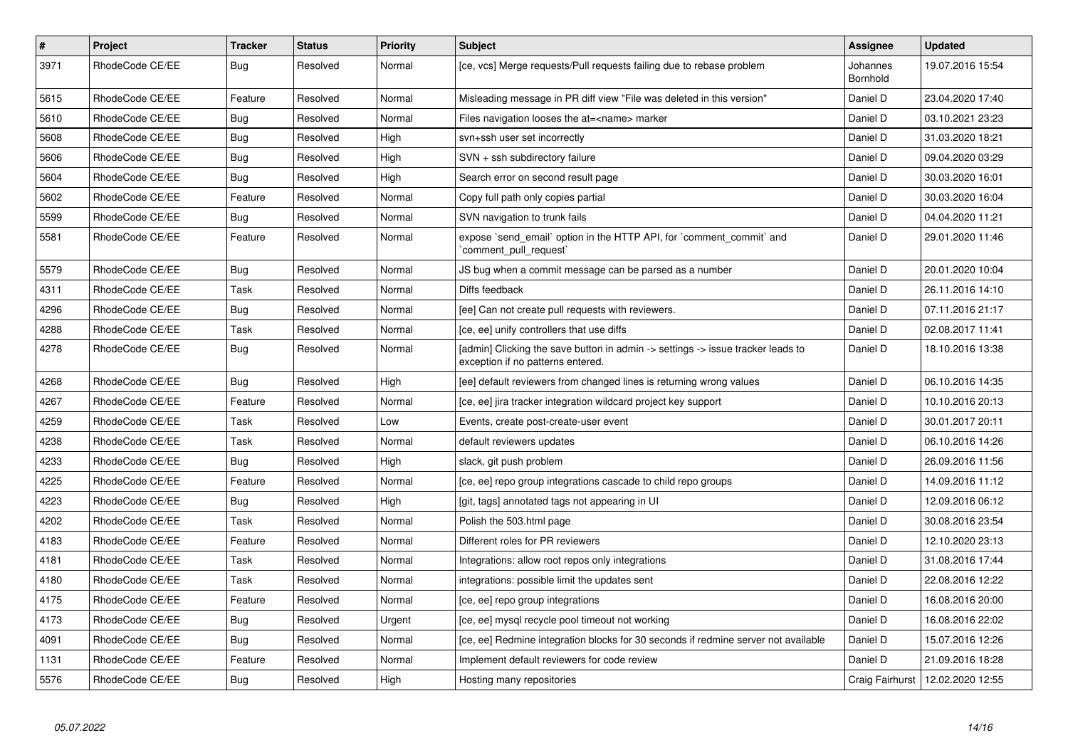| # | Project | Tracker | Status | Priority | Subject | Assignee | Updated |
|---|---|---|---|---|---|---|---|
| 3971 | RhodeCode CE/EE | Bug | Resolved | Normal | [ce, vcs] Merge requests/Pull requests failing due to rebase problem | Johannes Bornhold | 19.07.2016 15:54 |
| 5615 | RhodeCode CE/EE | Feature | Resolved | Normal | Misleading message in PR diff view "File was deleted in this version" | Daniel D | 23.04.2020 17:40 |
| 5610 | RhodeCode CE/EE | Bug | Resolved | Normal | Files navigation looses the at=<name> marker | Daniel D | 03.10.2021 23:23 |
| 5608 | RhodeCode CE/EE | Bug | Resolved | High | svn+ssh user set incorrectly | Daniel D | 31.03.2020 18:21 |
| 5606 | RhodeCode CE/EE | Bug | Resolved | High | SVN + ssh subdirectory failure | Daniel D | 09.04.2020 03:29 |
| 5604 | RhodeCode CE/EE | Bug | Resolved | High | Search error on second result page | Daniel D | 30.03.2020 16:01 |
| 5602 | RhodeCode CE/EE | Feature | Resolved | Normal | Copy full path only copies partial | Daniel D | 30.03.2020 16:04 |
| 5599 | RhodeCode CE/EE | Bug | Resolved | Normal | SVN navigation to trunk fails | Daniel D | 04.04.2020 11:21 |
| 5581 | RhodeCode CE/EE | Feature | Resolved | Normal | expose `send_email` option in the HTTP API, for `comment_commit` and `comment_pull_request` | Daniel D | 29.01.2020 11:46 |
| 5579 | RhodeCode CE/EE | Bug | Resolved | Normal | JS bug when a commit message can be parsed as a number | Daniel D | 20.01.2020 10:04 |
| 4311 | RhodeCode CE/EE | Task | Resolved | Normal | Diffs feedback | Daniel D | 26.11.2016 14:10 |
| 4296 | RhodeCode CE/EE | Bug | Resolved | Normal | [ee] Can not create pull requests with reviewers. | Daniel D | 07.11.2016 21:17 |
| 4288 | RhodeCode CE/EE | Task | Resolved | Normal | [ce, ee] unify controllers that use diffs | Daniel D | 02.08.2017 11:41 |
| 4278 | RhodeCode CE/EE | Bug | Resolved | Normal | [admin] Clicking the save button in admin -> settings -> issue tracker leads to exception if no patterns entered. | Daniel D | 18.10.2016 13:38 |
| 4268 | RhodeCode CE/EE | Bug | Resolved | High | [ee] default reviewers from changed lines is returning wrong values | Daniel D | 06.10.2016 14:35 |
| 4267 | RhodeCode CE/EE | Feature | Resolved | Normal | [ce, ee] jira tracker integration wildcard project key support | Daniel D | 10.10.2016 20:13 |
| 4259 | RhodeCode CE/EE | Task | Resolved | Low | Events, create post-create-user event | Daniel D | 30.01.2017 20:11 |
| 4238 | RhodeCode CE/EE | Task | Resolved | Normal | default reviewers updates | Daniel D | 06.10.2016 14:26 |
| 4233 | RhodeCode CE/EE | Bug | Resolved | High | slack, git push problem | Daniel D | 26.09.2016 11:56 |
| 4225 | RhodeCode CE/EE | Feature | Resolved | Normal | [ce, ee] repo group integrations cascade to child repo groups | Daniel D | 14.09.2016 11:12 |
| 4223 | RhodeCode CE/EE | Bug | Resolved | High | [git, tags] annotated tags not appearing in UI | Daniel D | 12.09.2016 06:12 |
| 4202 | RhodeCode CE/EE | Task | Resolved | Normal | Polish the 503.html page | Daniel D | 30.08.2016 23:54 |
| 4183 | RhodeCode CE/EE | Feature | Resolved | Normal | Different roles for PR reviewers | Daniel D | 12.10.2020 23:13 |
| 4181 | RhodeCode CE/EE | Task | Resolved | Normal | Integrations: allow root repos only integrations | Daniel D | 31.08.2016 17:44 |
| 4180 | RhodeCode CE/EE | Task | Resolved | Normal | integrations: possible limit the updates sent | Daniel D | 22.08.2016 12:22 |
| 4175 | RhodeCode CE/EE | Feature | Resolved | Normal | [ce, ee] repo group integrations | Daniel D | 16.08.2016 20:00 |
| 4173 | RhodeCode CE/EE | Bug | Resolved | Urgent | [ce, ee] mysql recycle pool timeout not working | Daniel D | 16.08.2016 22:02 |
| 4091 | RhodeCode CE/EE | Bug | Resolved | Normal | [ce, ee] Redmine integration blocks for 30 seconds if redmine server not available | Daniel D | 15.07.2016 12:26 |
| 1131 | RhodeCode CE/EE | Feature | Resolved | Normal | Implement default reviewers for code review | Daniel D | 21.09.2016 18:28 |
| 5576 | RhodeCode CE/EE | Bug | Resolved | High | Hosting many repositories | Craig Fairhurst | 12.02.2020 12:55 |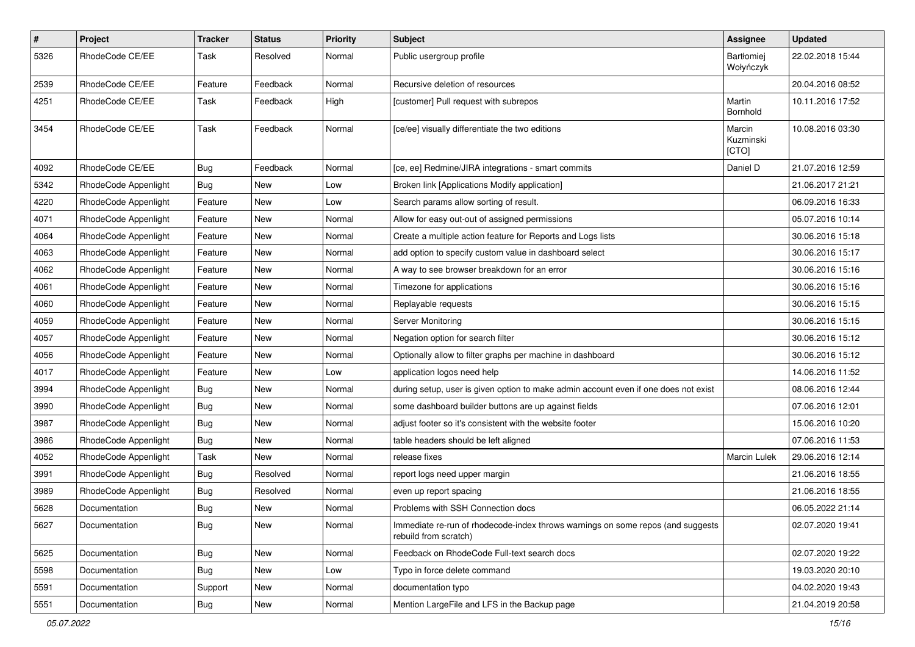| # | Project | Tracker | Status | Priority | Subject | Assignee | Updated |
|---|---|---|---|---|---|---|---|
| 5326 | RhodeCode CE/EE | Task | Resolved | Normal | Public usergroup profile | Bartłomiej Wołyńczyk | 22.02.2018 15:44 |
| 2539 | RhodeCode CE/EE | Feature | Feedback | Normal | Recursive deletion of resources | | 20.04.2016 08:52 |
| 4251 | RhodeCode CE/EE | Task | Feedback | High | [customer] Pull request with subrepos | Martin Bornhold | 10.11.2016 17:52 |
| 3454 | RhodeCode CE/EE | Task | Feedback | Normal | [ce/ee] visually differentiate the two editions | Marcin Kuzminski [CTO] | 10.08.2016 03:30 |
| 4092 | RhodeCode CE/EE | Bug | Feedback | Normal | [ce, ee] Redmine/JIRA integrations - smart commits | Daniel D | 21.07.2016 12:59 |
| 5342 | RhodeCode Appenlight | Bug | New | Low | Broken link [Applications Modify application] | | 21.06.2017 21:21 |
| 4220 | RhodeCode Appenlight | Feature | New | Low | Search params allow sorting of result. | | 06.09.2016 16:33 |
| 4071 | RhodeCode Appenlight | Feature | New | Normal | Allow for easy out-out of assigned permissions | | 05.07.2016 10:14 |
| 4064 | RhodeCode Appenlight | Feature | New | Normal | Create a multiple action feature for Reports and Logs lists | | 30.06.2016 15:18 |
| 4063 | RhodeCode Appenlight | Feature | New | Normal | add option to specify custom value in dashboard select | | 30.06.2016 15:17 |
| 4062 | RhodeCode Appenlight | Feature | New | Normal | A way to see browser breakdown for an error | | 30.06.2016 15:16 |
| 4061 | RhodeCode Appenlight | Feature | New | Normal | Timezone for applications | | 30.06.2016 15:16 |
| 4060 | RhodeCode Appenlight | Feature | New | Normal | Replayable requests | | 30.06.2016 15:15 |
| 4059 | RhodeCode Appenlight | Feature | New | Normal | Server Monitoring | | 30.06.2016 15:15 |
| 4057 | RhodeCode Appenlight | Feature | New | Normal | Negation option for search filter | | 30.06.2016 15:12 |
| 4056 | RhodeCode Appenlight | Feature | New | Normal | Optionally allow to filter graphs per machine in dashboard | | 30.06.2016 15:12 |
| 4017 | RhodeCode Appenlight | Feature | New | Low | application logos need help | | 14.06.2016 11:52 |
| 3994 | RhodeCode Appenlight | Bug | New | Normal | during setup, user is given option to make admin account even if one does not exist | | 08.06.2016 12:44 |
| 3990 | RhodeCode Appenlight | Bug | New | Normal | some dashboard builder buttons are up against fields | | 07.06.2016 12:01 |
| 3987 | RhodeCode Appenlight | Bug | New | Normal | adjust footer so it's consistent with the website footer | | 15.06.2016 10:20 |
| 3986 | RhodeCode Appenlight | Bug | New | Normal | table headers should be left aligned | | 07.06.2016 11:53 |
| 4052 | RhodeCode Appenlight | Task | New | Normal | release fixes | Marcin Lulek | 29.06.2016 12:14 |
| 3991 | RhodeCode Appenlight | Bug | Resolved | Normal | report logs need upper margin | | 21.06.2016 18:55 |
| 3989 | RhodeCode Appenlight | Bug | Resolved | Normal | even up report spacing | | 21.06.2016 18:55 |
| 5628 | Documentation | Bug | New | Normal | Problems with SSH Connection docs | | 06.05.2022 21:14 |
| 5627 | Documentation | Bug | New | Normal | Immediate re-run of rhodecode-index throws warnings on some repos (and suggests rebuild from scratch) | | 02.07.2020 19:41 |
| 5625 | Documentation | Bug | New | Normal | Feedback on RhodeCode Full-text search docs | | 02.07.2020 19:22 |
| 5598 | Documentation | Bug | New | Low | Typo in force delete command | | 19.03.2020 20:10 |
| 5591 | Documentation | Support | New | Normal | documentation typo | | 04.02.2020 19:43 |
| 5551 | Documentation | Bug | New | Normal | Mention LargeFile and LFS in the Backup page | | 21.04.2019 20:58 |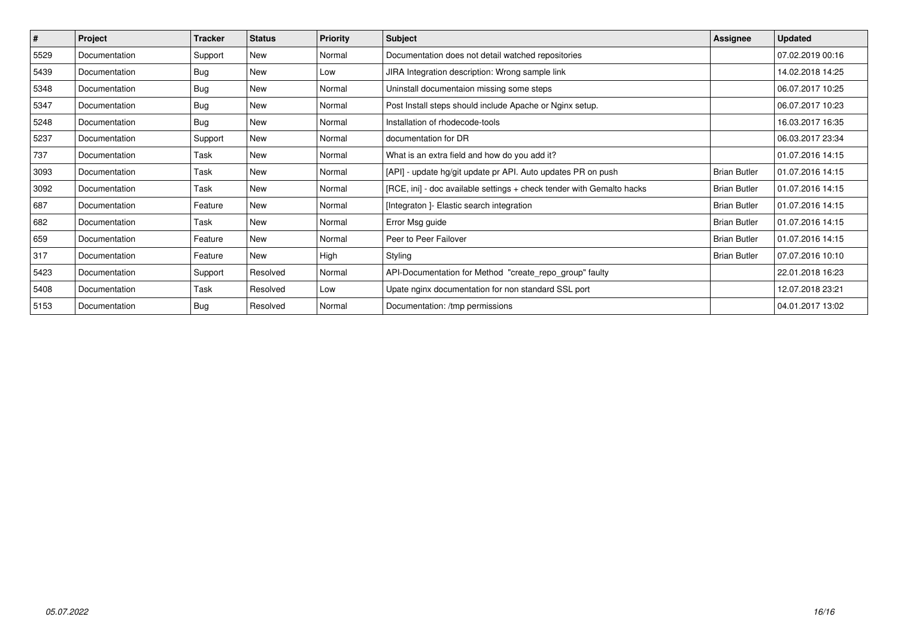| # | Project | Tracker | Status | Priority | Subject | Assignee | Updated |
|---|---|---|---|---|---|---|---|
| 5529 | Documentation | Support | New | Normal | Documentation does not detail watched repositories | | 07.02.2019 00:16 |
| 5439 | Documentation | Bug | New | Low | JIRA Integration description: Wrong sample link | | 14.02.2018 14:25 |
| 5348 | Documentation | Bug | New | Normal | Uninstall documentaion missing some steps | | 06.07.2017 10:25 |
| 5347 | Documentation | Bug | New | Normal | Post Install steps should include Apache or Nginx setup. | | 06.07.2017 10:23 |
| 5248 | Documentation | Bug | New | Normal | Installation of rhodecode-tools | | 16.03.2017 16:35 |
| 5237 | Documentation | Support | New | Normal | documentation for DR | | 06.03.2017 23:34 |
| 737 | Documentation | Task | New | Normal | What is an extra field and how do you add it? | | 01.07.2016 14:15 |
| 3093 | Documentation | Task | New | Normal | [API] - update hg/git update pr API. Auto updates PR on push | Brian Butler | 01.07.2016 14:15 |
| 3092 | Documentation | Task | New | Normal | [RCE, ini] - doc available settings + check tender with Gemalto hacks | Brian Butler | 01.07.2016 14:15 |
| 687 | Documentation | Feature | New | Normal | [Integraton ]- Elastic search integration | Brian Butler | 01.07.2016 14:15 |
| 682 | Documentation | Task | New | Normal | Error Msg guide | Brian Butler | 01.07.2016 14:15 |
| 659 | Documentation | Feature | New | Normal | Peer to Peer Failover | Brian Butler | 01.07.2016 14:15 |
| 317 | Documentation | Feature | New | High | Styling | Brian Butler | 07.07.2016 10:10 |
| 5423 | Documentation | Support | Resolved | Normal | API-Documentation for Method "create_repo_group" faulty | | 22.01.2018 16:23 |
| 5408 | Documentation | Task | Resolved | Low | Upate nginx documentation for non standard SSL port | | 12.07.2018 23:21 |
| 5153 | Documentation | Bug | Resolved | Normal | Documentation: /tmp permissions | | 04.01.2017 13:02 |

*05.07.2022*